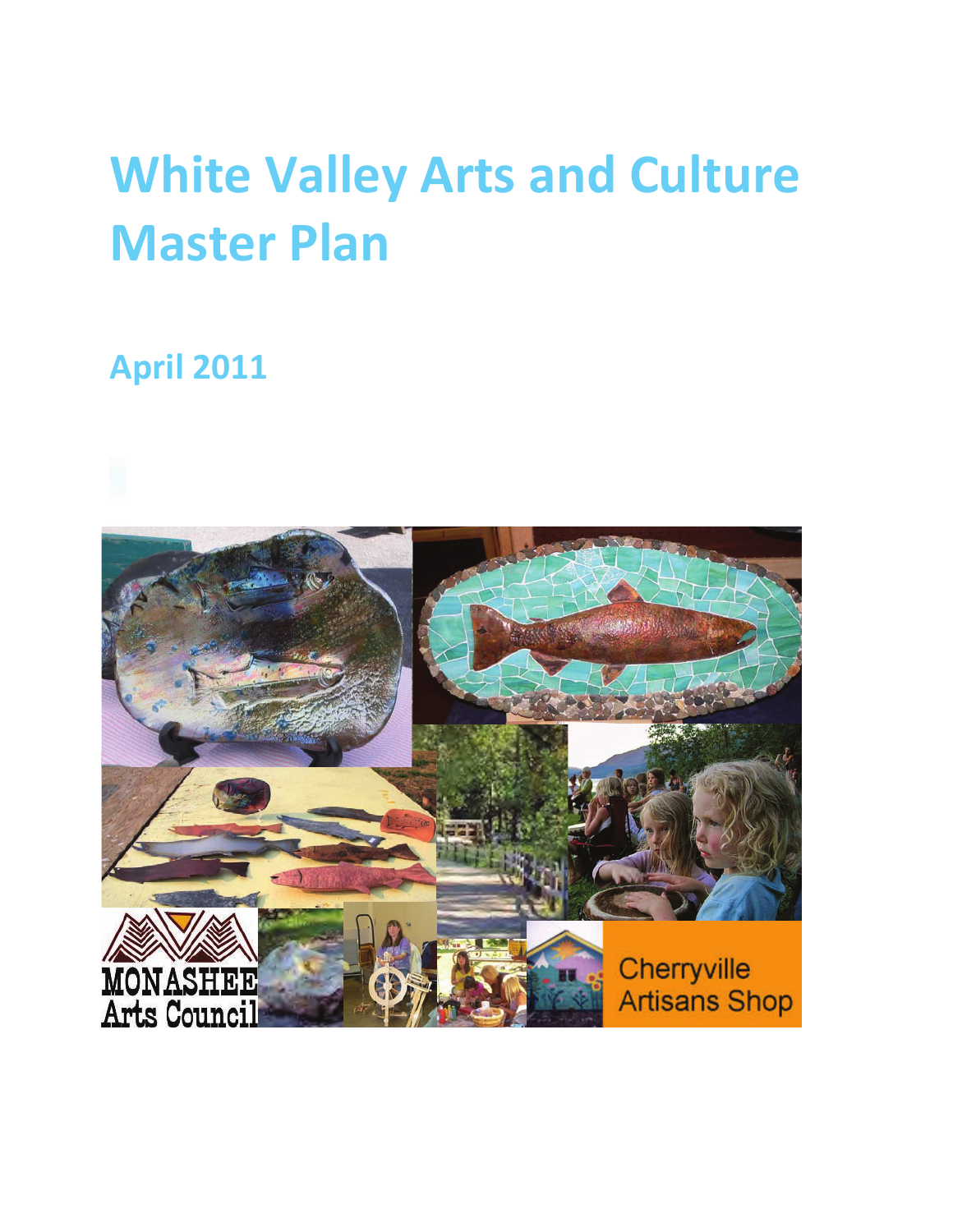# White Valley Arts and Culture Master Plan

## April 2011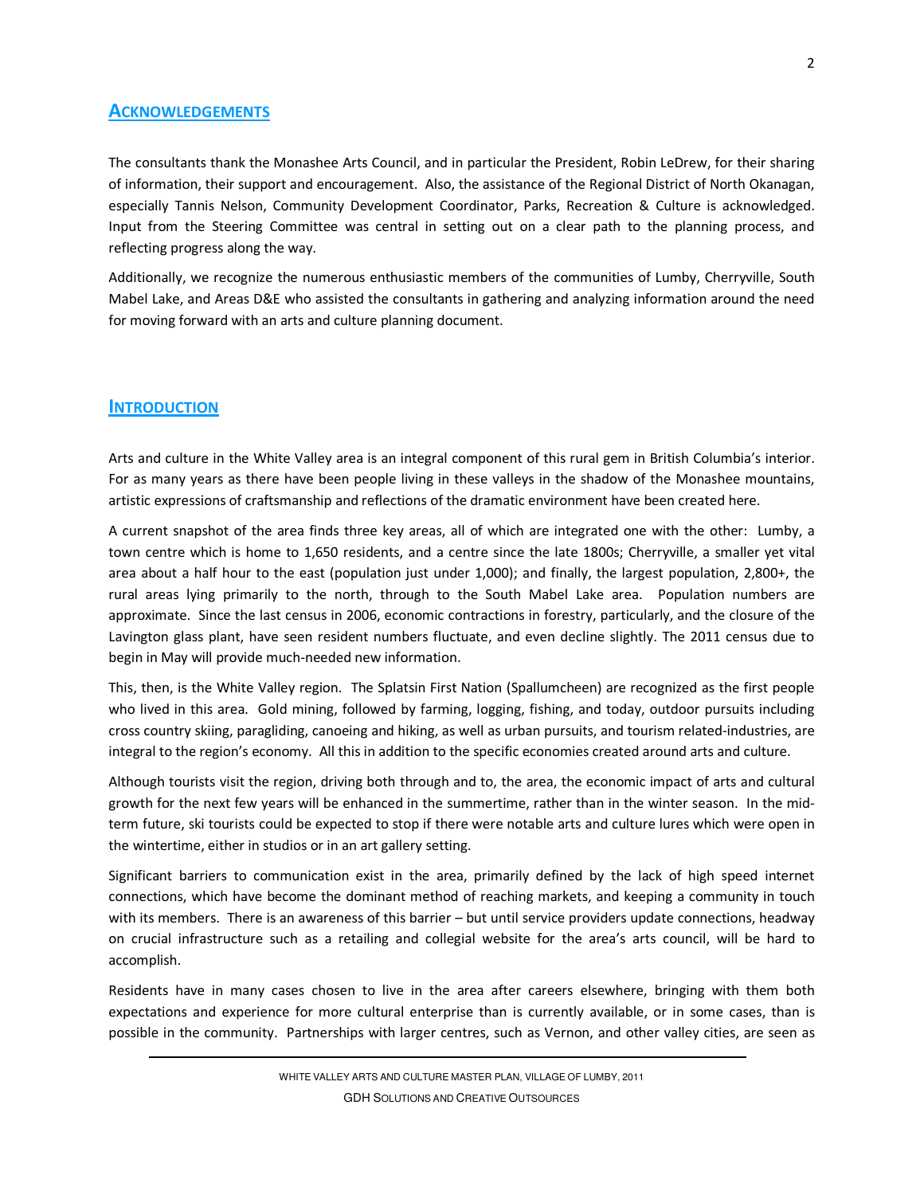## Acknowledgements

The consultants thank the Monashee Arts Council, and in particular the President, Robin LeDrew, for their sharing of information, their support and encouragement. Also, the assistance of the Regional District of North Okanagan, especially Tannis Nelson, Community Development Coordinator, Parks, Recreation & Culture is acknowledged. Input from the Steering Committee was central in setting out on a clear path to the planning process, and reflecting progress along the way.

Additionally, we recognize the numerous enthusiastic members of the communities of Lumby, Cherryville, South Mabel Lake, and Areas D&E who assisted the consultants in gathering and analyzing information around the need for moving forward with an arts and culture planning document.

## Introduction

Arts and culture in the White Valley area is an integral component of this rural gem in British Columbia's interior. For as many years as there have been people living in these valleys in the shadow of the Monashee mountains, artistic expressions of craftsmanship and reflections of the dramatic environment have been created here.

A current snapshot of the area finds three key areas, all of which are integrated one with the other: Lumby, a town centre which is home to 1,650 residents, and a centre since the late 1800s; Cherryville, a smaller yet vital area about a half hour to the east (population just under 1,000); and finally, the largest population, 2,800+, the rural areas lying primarily to the north, through to the South Mabel Lake area. Population numbers are approximate. Since the last census in 2006, economic contractions in forestry, particularly, and the closure of the Lavington glass plant, have seen resident numbers fluctuate, and even decline slightly. The 2011 census due to begin in May will provide much-needed new information.

This, then, is the White Valley region. The Splatsin First Nation (Spallumcheen) are recognized as the first people who lived in this area. Gold mining, followed by farming, logging, fishing, and today, outdoor pursuits including cross country skiing, paragliding, canoeing and hiking, as well as urban pursuits, and tourism related-industries, are integral to the region's economy. All this in addition to the specific economies created around arts and culture.

Although tourists visit the region, driving both through and to, the area, the economic impact of arts and cultural growth for the next few years will be enhanced in the summertime, rather than in the winter season. In the mid-term future, ski tourists could be expected to stop if there were notable arts and culture lures which were open in the wintertime, either in studios or in an art gallery setting.

Significant barriers to communication exist in the area, primarily defined by the lack of high speed internet connections, which have become the dominant method of reaching markets, and keeping a community in touch with its members. There is an awareness of this barrier – but until service providers update connections, headway on crucial infrastructure such as a retailing and collegial website for the area's arts council, will be hard to accomplish.

Residents have in many cases chosen to live in the area after careers elsewhere, bringing with them both expectations and experience for more cultural enterprise than is currently available, or in some cases, than is possible in the community. Partnerships with larger centres, such as Vernon, and other valley cities, are seen as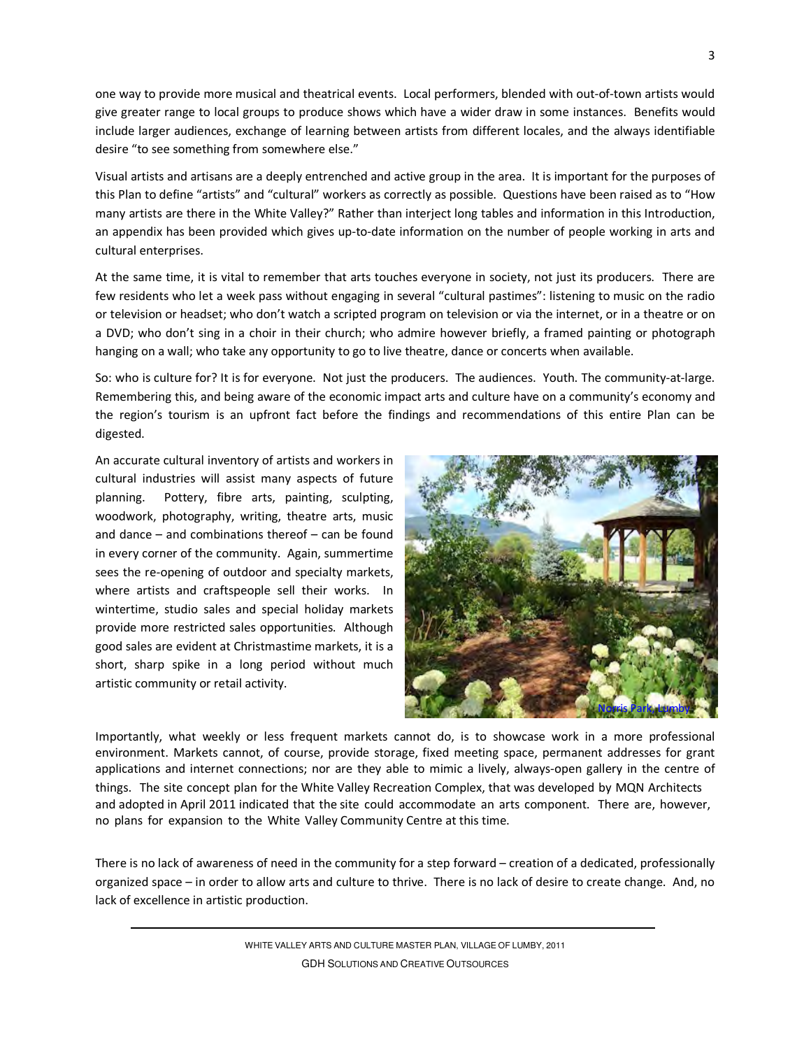one way to provide more musical and theatrical events. Local performers, blended with out-of-town artists would give greater range to local groups to produce shows which have a wider draw in some instances. Benefits would include larger audiences, exchange of learning between artists from different locales, and the always identifiable desire "to see something from somewhere else."

Visual artists and artisans are a deeply entrenched and active group in the area. It is important for the purposes of this Plan to define "artists" and "cultural" workers as correctly as possible. Questions have been raised as to "How many artists are there in the White Valley?" Rather than interject long tables and information in this Introduction, an appendix has been provided which gives up-to-date information on the number of people working in arts and cultural enterprises.

At the same time, it is vital to remember that arts touches everyone in society, not just its producers. There are few residents who let a week pass without engaging in several "cultural pastimes": listening to music on the radio or television or headset; who don't watch a scripted program on television or via the internet, or in a theatre or on a DVD; who don't sing in a choir in their church; who admire however briefly, a framed painting or photograph hanging on a wall; who take any opportunity to go to live theatre, dance or concerts when available.

So: who is culture for? It is for everyone. Not just the producers. The audiences. Youth. The community-at-large. Remembering this, and being aware of the economic impact arts and culture have on a community's economy and the region's tourism is an upfront fact before the findings and recommendations of this entire Plan can be digested.

An accurate cultural inventory of artists and workers in cultural industries will assist many aspects of future planning. Pottery, fibre arts, painting, sculpting, woodwork, photography, writing, theatre arts, music and dance – and combinations thereof – can be found in every corner of the community. Again, summertime sees the re-opening of outdoor and specialty markets, where artists and craftspeople sell their works. In wintertime, studio sales and special holiday markets provide more restricted sales opportunities. Although good sales are evident at Christmastime markets, it is a short, sharp spike in a long period without much artistic community or retail activity.

Norris Park, Lumby

Importantly, what weekly or less frequent markets cannot do, is to showcase work in a more professional environment. Markets cannot, of course, provide storage, fixed meeting space, permanent addresses for grant applications and internet connections; nor are they able to mimic a lively, always-open gallery in the centre of things. The site concept plan for the White Valley Recreation Complex, that was developed by MQN Architects and adopted in April 2011 indicated that the site could accommodate an arts component. There are, however, no plans for expansion to the White Valley Community Centre at this time.

There is no lack of awareness of need in the community for a step forward – creation of a dedicated, professionally organized space – in order to allow arts and culture to thrive. There is no lack of desire to create change. And, no lack of excellence in artistic production.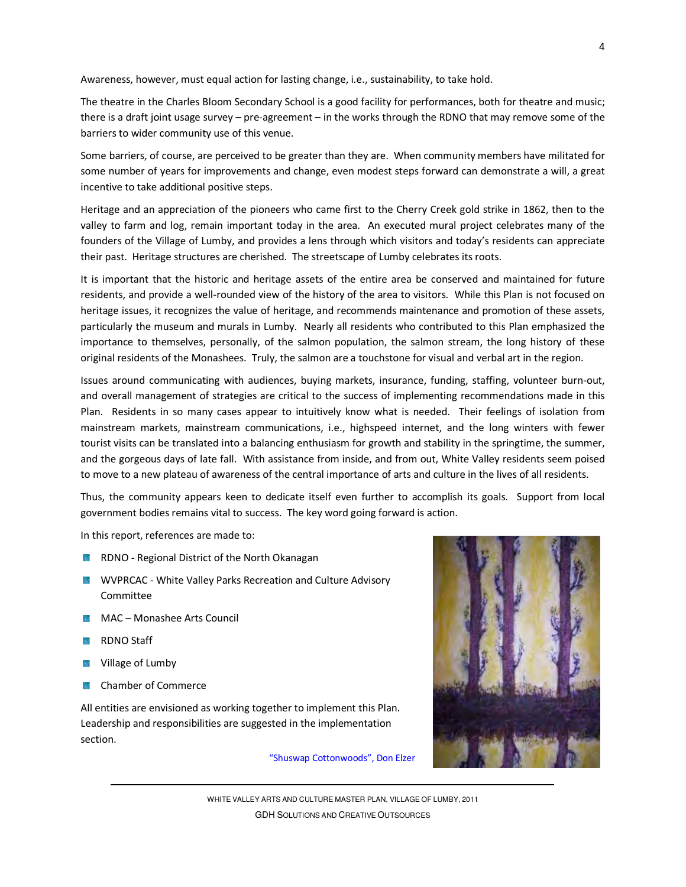Awareness, however, must equal action for lasting change, i.e., sustainability, to take hold.

The theatre in the Charles Bloom Secondary School is a good facility for performances, both for theatre and music; there is a draft joint usage survey – pre-agreement – in the works through the RDNO that may remove some of the barriers to wider community use of this venue.

Some barriers, of course, are perceived to be greater than they are. When community members have militated for some number of years for improvements and change, even modest steps forward can demonstrate a will, a great incentive to take additional positive steps.

Heritage and an appreciation of the pioneers who came first to the Cherry Creek gold strike in 1862, then to the valley to farm and log, remain important today in the area. An executed mural project celebrates many of the founders of the Village of Lumby, and provides a lens through which visitors and today's residents can appreciate their past. Heritage structures are cherished. The streetscape of Lumby celebrates its roots.

It is important that the historic and heritage assets of the entire area be conserved and maintained for future residents, and provide a well-rounded view of the history of the area to visitors. While this Plan is not focused on heritage issues, it recognizes the value of heritage, and recommends maintenance and promotion of these assets, particularly the museum and murals in Lumby. Nearly all residents who contributed to this Plan emphasized the importance to themselves, personally, of the salmon population, the salmon stream, the long history of these original residents of the Monashees. Truly, the salmon are a touchstone for visual and verbal art in the region.

Issues around communicating with audiences, buying markets, insurance, funding, staffing, volunteer burn-out, and overall management of strategies are critical to the success of implementing recommendations made in this Plan. Residents in so many cases appear to intuitively know what is needed. Their feelings of isolation from mainstream markets, mainstream communications, i.e., highspeed internet, and the long winters with fewer tourist visits can be translated into a balancing enthusiasm for growth and stability in the springtime, the summer, and the gorgeous days of late fall. With assistance from inside, and from out, White Valley residents seem poised to move to a new plateau of awareness of the central importance of arts and culture in the lives of all residents.

Thus, the community appears keen to dedicate itself even further to accomplish its goals. Support from local government bodies remains vital to success. The key word going forward is action.

In this report, references are made to:

- RDNO - Regional District of the North Okanagan
- WVPRCAC - White Valley Parks Recreation and Culture Advisory Committee
- MAC – Monashee Arts Council
- RDNO Staff
- Village of Lumby
- Chamber of Commerce

All entities are envisioned as working together to implement this Plan. Leadership and responsibilities are suggested in the implementation section.

"Shuswap Cottonwoods", Don Elzer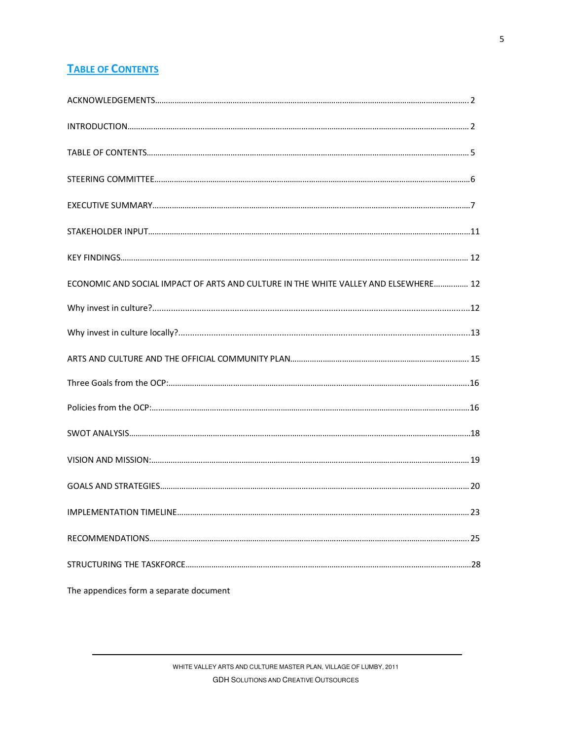## TABLE OF CONTENTS

ACKNOWLEDGEMENTS........................................................................................................................................ 2

INTRODUCTION................................................................................................................................................ 2

TABLE OF CONTENTS........................................................................................................................................ 5

STEERING COMMITTEE......................................................................................................................................6

EXECUTIVE SUMMARY......................................................................................................................................7

STAKEHOLDER INPUT......................................................................................................................................11

KEY FINDINGS.................................................................................................................................................. 12

ECONOMIC AND SOCIAL IMPACT OF ARTS AND CULTURE IN THE WHITE VALLEY AND ELSEWHERE................ 12

Why invest in culture?......................................................................................................................................12

Why invest in culture locally?...........................................................................................................................13

ARTS AND CULTURE AND THE OFFICIAL COMMUNITY PLAN.................................................................................. 15

Three Goals from the OCP:................................................................................................................................16

Policies from the OCP:.......................................................................................................................................16

SWOT ANALYSIS...............................................................................................................................................18

VISION AND MISSION:...................................................................................................................................... 19

GOALS AND STRATEGIES.................................................................................................................................. 20

IMPLEMENTATION TIMELINE.......................................................................................................................... 23

RECOMMENDATIONS...................................................................................................................................... 25

STRUCTURING THE TASKFORCE.......................................................................................................................28

The appendices form a separate document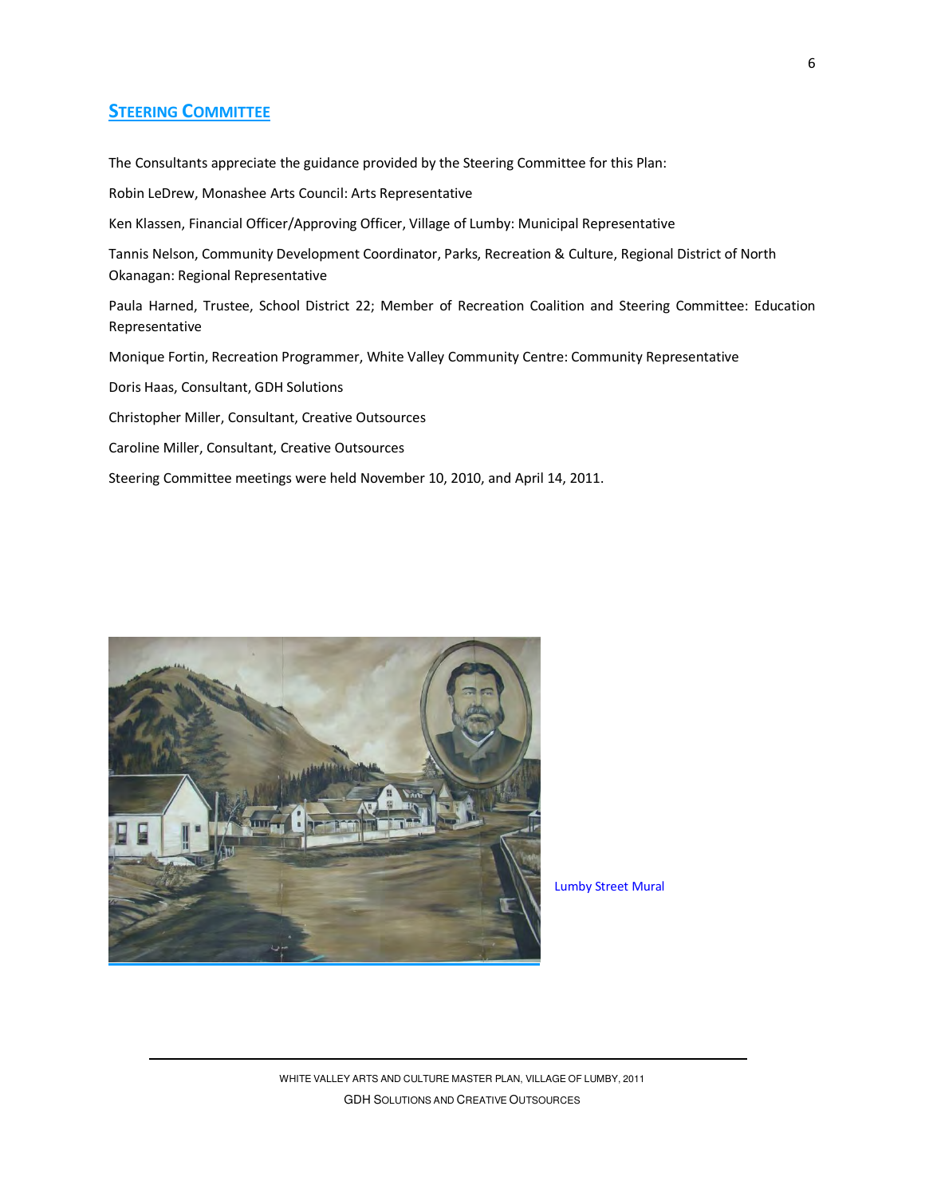## Steering Committee

The Consultants appreciate the guidance provided by the Steering Committee for this Plan:

Robin LeDrew, Monashee Arts Council: Arts Representative

Ken Klassen, Financial Officer/Approving Officer, Village of Lumby: Municipal Representative

Tannis Nelson, Community Development Coordinator, Parks, Recreation & Culture, Regional District of North Okanagan: Regional Representative

Paula Harned, Trustee, School District 22; Member of Recreation Coalition and Steering Committee: Education Representative

Monique Fortin, Recreation Programmer, White Valley Community Centre: Community Representative

Doris Haas, Consultant, GDH Solutions

Christopher Miller, Consultant, Creative Outsources

Caroline Miller, Consultant, Creative Outsources

Steering Committee meetings were held November 10, 2010, and April 14, 2011.

Lumby Street Mural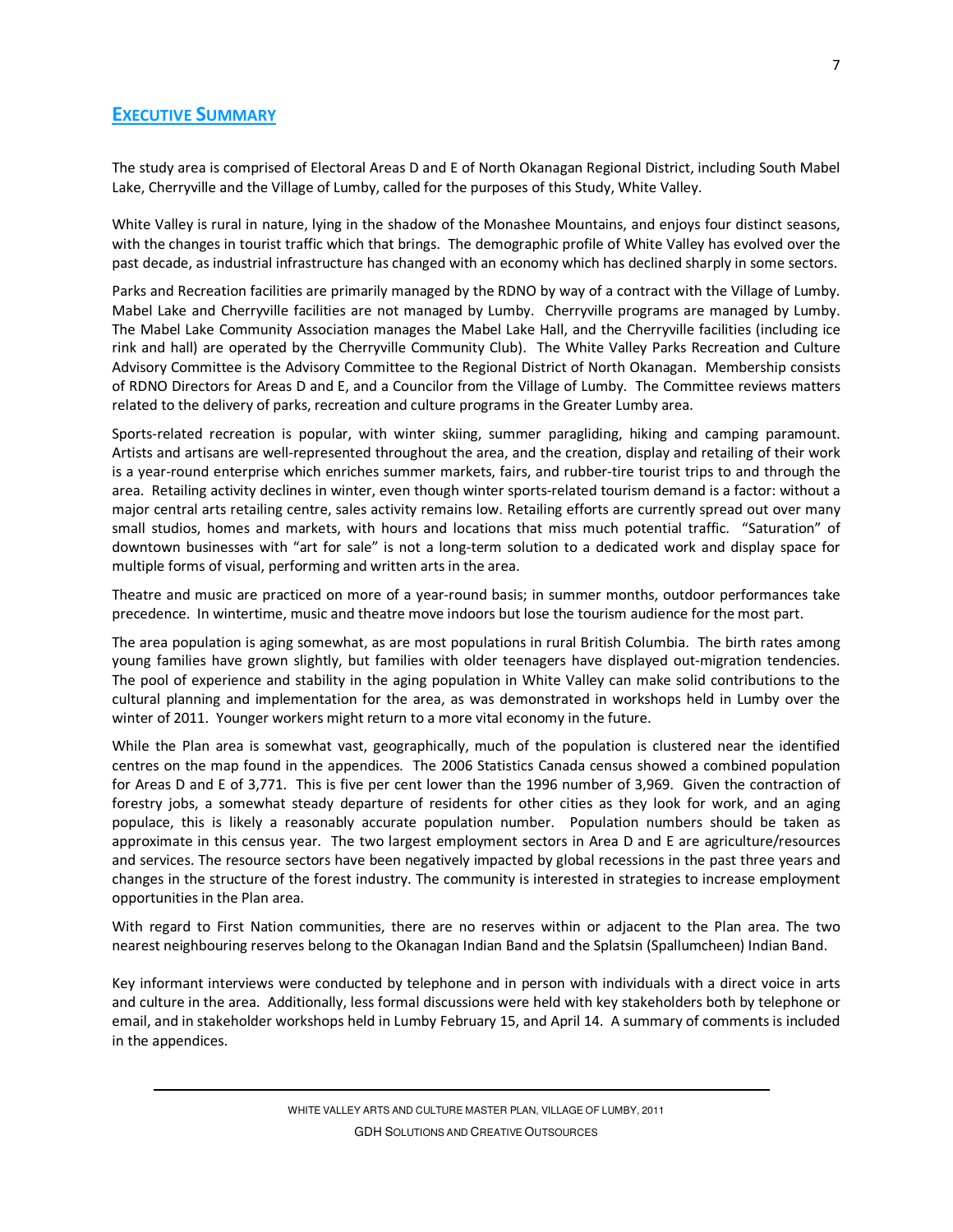# EXECUTIVE SUMMARY

The study area is comprised of Electoral Areas D and E of North Okanagan Regional District, including South Mabel Lake, Cherryville and the Village of Lumby, called for the purposes of this Study, White Valley.

White Valley is rural in nature, lying in the shadow of the Monashee Mountains, and enjoys four distinct seasons, with the changes in tourist traffic which that brings. The demographic profile of White Valley has evolved over the past decade, as industrial infrastructure has changed with an economy which has declined sharply in some sectors.

Parks and Recreation facilities are primarily managed by the RDNO by way of a contract with the Village of Lumby. Mabel Lake and Cherryville facilities are not managed by Lumby. Cherryville programs are managed by Lumby. The Mabel Lake Community Association manages the Mabel Lake Hall, and the Cherryville facilities (including ice rink and hall) are operated by the Cherryville Community Club). The White Valley Parks Recreation and Culture Advisory Committee is the Advisory Committee to the Regional District of North Okanagan. Membership consists of RDNO Directors for Areas D and E, and a Councilor from the Village of Lumby. The Committee reviews matters related to the delivery of parks, recreation and culture programs in the Greater Lumby area.

Sports-related recreation is popular, with winter skiing, summer paragliding, hiking and camping paramount. Artists and artisans are well-represented throughout the area, and the creation, display and retailing of their work is a year-round enterprise which enriches summer markets, fairs, and rubber-tire tourist trips to and through the area. Retailing activity declines in winter, even though winter sports-related tourism demand is a factor: without a major central arts retailing centre, sales activity remains low. Retailing efforts are currently spread out over many small studios, homes and markets, with hours and locations that miss much potential traffic. "Saturation" of downtown businesses with "art for sale" is not a long-term solution to a dedicated work and display space for multiple forms of visual, performing and written arts in the area.

Theatre and music are practiced on more of a year-round basis; in summer months, outdoor performances take precedence. In wintertime, music and theatre move indoors but lose the tourism audience for the most part.

The area population is aging somewhat, as are most populations in rural British Columbia. The birth rates among young families have grown slightly, but families with older teenagers have displayed out-migration tendencies. The pool of experience and stability in the aging population in White Valley can make solid contributions to the cultural planning and implementation for the area, as was demonstrated in workshops held in Lumby over the winter of 2011. Younger workers might return to a more vital economy in the future.

While the Plan area is somewhat vast, geographically, much of the population is clustered near the identified centres on the map found in the appendices. The 2006 Statistics Canada census showed a combined population for Areas D and E of 3,771. This is five per cent lower than the 1996 number of 3,969. Given the contraction of forestry jobs, a somewhat steady departure of residents for other cities as they look for work, and an aging populace, this is likely a reasonably accurate population number. Population numbers should be taken as approximate in this census year. The two largest employment sectors in Area D and E are agriculture/resources and services. The resource sectors have been negatively impacted by global recessions in the past three years and changes in the structure of the forest industry. The community is interested in strategies to increase employment opportunities in the Plan area.

With regard to First Nation communities, there are no reserves within or adjacent to the Plan area. The two nearest neighbouring reserves belong to the Okanagan Indian Band and the Splatsin (Spallumcheen) Indian Band.

Key informant interviews were conducted by telephone and in person with individuals with a direct voice in arts and culture in the area. Additionally, less formal discussions were held with key stakeholders both by telephone or email, and in stakeholder workshops held in Lumby February 15, and April 14. A summary of comments is included in the appendices.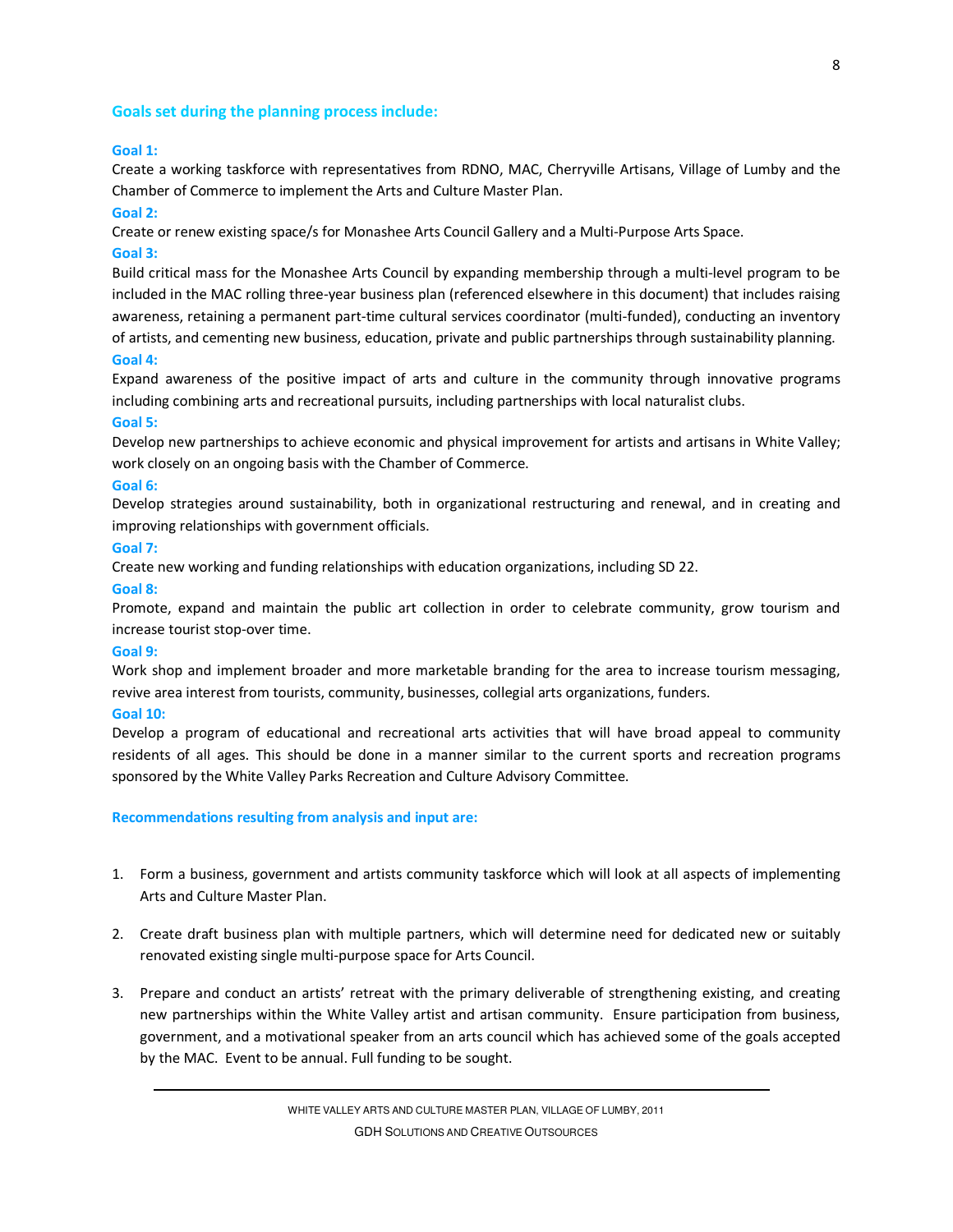### Goals set during the planning process include:

**Goal 1:**
Create a working taskforce with representatives from RDNO, MAC, Cherryville Artisans, Village of Lumby and the Chamber of Commerce to implement the Arts and Culture Master Plan.

**Goal 2:**
Create or renew existing space/s for Monashee Arts Council Gallery and a Multi-Purpose Arts Space.

**Goal 3:**
Build critical mass for the Monashee Arts Council by expanding membership through a multi-level program to be included in the MAC rolling three-year business plan (referenced elsewhere in this document) that includes raising awareness, retaining a permanent part-time cultural services coordinator (multi-funded), conducting an inventory of artists, and cementing new business, education, private and public partnerships through sustainability planning.

**Goal 4:**
Expand awareness of the positive impact of arts and culture in the community through innovative programs including combining arts and recreational pursuits, including partnerships with local naturalist clubs.

**Goal 5:**
Develop new partnerships to achieve economic and physical improvement for artists and artisans in White Valley; work closely on an ongoing basis with the Chamber of Commerce.

**Goal 6:**
Develop strategies around sustainability, both in organizational restructuring and renewal, and in creating and improving relationships with government officials.

**Goal 7:**
Create new working and funding relationships with education organizations, including SD 22.

**Goal 8:**
Promote, expand and maintain the public art collection in order to celebrate community, grow tourism and increase tourist stop-over time.

**Goal 9:**
Work shop and implement broader and more marketable branding for the area to increase tourism messaging, revive area interest from tourists, community, businesses, collegial arts organizations, funders.

**Goal 10:**
Develop a program of educational and recreational arts activities that will have broad appeal to community residents of all ages. This should be done in a manner similar to the current sports and recreation programs sponsored by the White Valley Parks Recreation and Culture Advisory Committee.

### Recommendations resulting from analysis and input are:

1. Form a business, government and artists community taskforce which will look at all aspects of implementing Arts and Culture Master Plan.

2. Create draft business plan with multiple partners, which will determine need for dedicated new or suitably renovated existing single multi-purpose space for Arts Council.

3. Prepare and conduct an artists' retreat with the primary deliverable of strengthening existing, and creating new partnerships within the White Valley artist and artisan community. Ensure participation from business, government, and a motivational speaker from an arts council which has achieved some of the goals accepted by the MAC. Event to be annual. Full funding to be sought.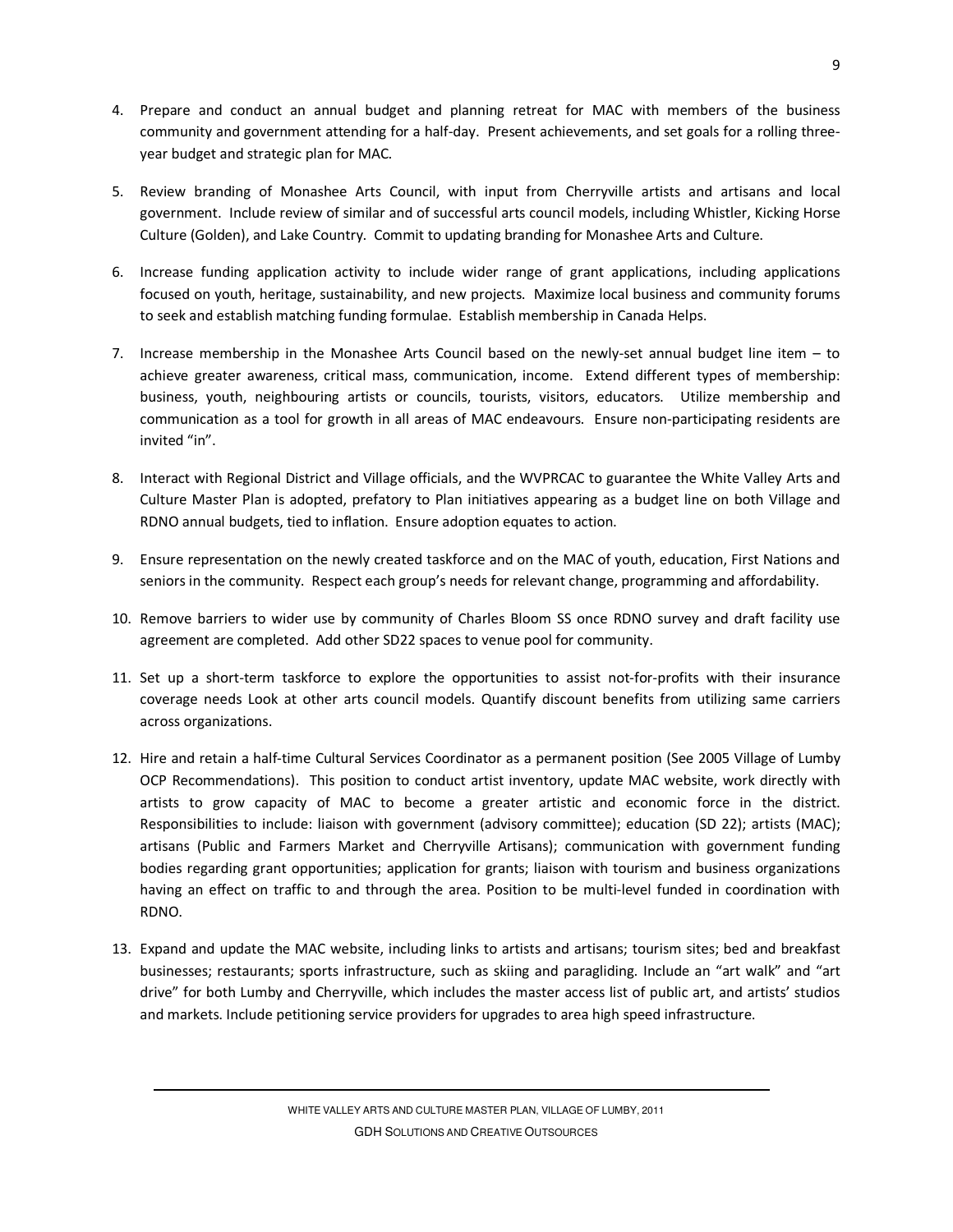4. Prepare and conduct an annual budget and planning retreat for MAC with members of the business community and government attending for a half-day. Present achievements, and set goals for a rolling three-year budget and strategic plan for MAC.

5. Review branding of Monashee Arts Council, with input from Cherryville artists and artisans and local government. Include review of similar and of successful arts council models, including Whistler, Kicking Horse Culture (Golden), and Lake Country. Commit to updating branding for Monashee Arts and Culture.

6. Increase funding application activity to include wider range of grant applications, including applications focused on youth, heritage, sustainability, and new projects. Maximize local business and community forums to seek and establish matching funding formulae. Establish membership in Canada Helps.

7. Increase membership in the Monashee Arts Council based on the newly-set annual budget line item – to achieve greater awareness, critical mass, communication, income. Extend different types of membership: business, youth, neighbouring artists or councils, tourists, visitors, educators. Utilize membership and communication as a tool for growth in all areas of MAC endeavours. Ensure non-participating residents are invited "in".

8. Interact with Regional District and Village officials, and the WVPRCAC to guarantee the White Valley Arts and Culture Master Plan is adopted, prefatory to Plan initiatives appearing as a budget line on both Village and RDNO annual budgets, tied to inflation. Ensure adoption equates to action.

9. Ensure representation on the newly created taskforce and on the MAC of youth, education, First Nations and seniors in the community. Respect each group's needs for relevant change, programming and affordability.

10. Remove barriers to wider use by community of Charles Bloom SS once RDNO survey and draft facility use agreement are completed. Add other SD22 spaces to venue pool for community.

11. Set up a short-term taskforce to explore the opportunities to assist not-for-profits with their insurance coverage needs Look at other arts council models. Quantify discount benefits from utilizing same carriers across organizations.

12. Hire and retain a half-time Cultural Services Coordinator as a permanent position (See 2005 Village of Lumby OCP Recommendations). This position to conduct artist inventory, update MAC website, work directly with artists to grow capacity of MAC to become a greater artistic and economic force in the district. Responsibilities to include: liaison with government (advisory committee); education (SD 22); artists (MAC); artisans (Public and Farmers Market and Cherryville Artisans); communication with government funding bodies regarding grant opportunities; application for grants; liaison with tourism and business organizations having an effect on traffic to and through the area. Position to be multi-level funded in coordination with RDNO.

13. Expand and update the MAC website, including links to artists and artisans; tourism sites; bed and breakfast businesses; restaurants; sports infrastructure, such as skiing and paragliding. Include an "art walk" and "art drive" for both Lumby and Cherryville, which includes the master access list of public art, and artists' studios and markets. Include petitioning service providers for upgrades to area high speed infrastructure.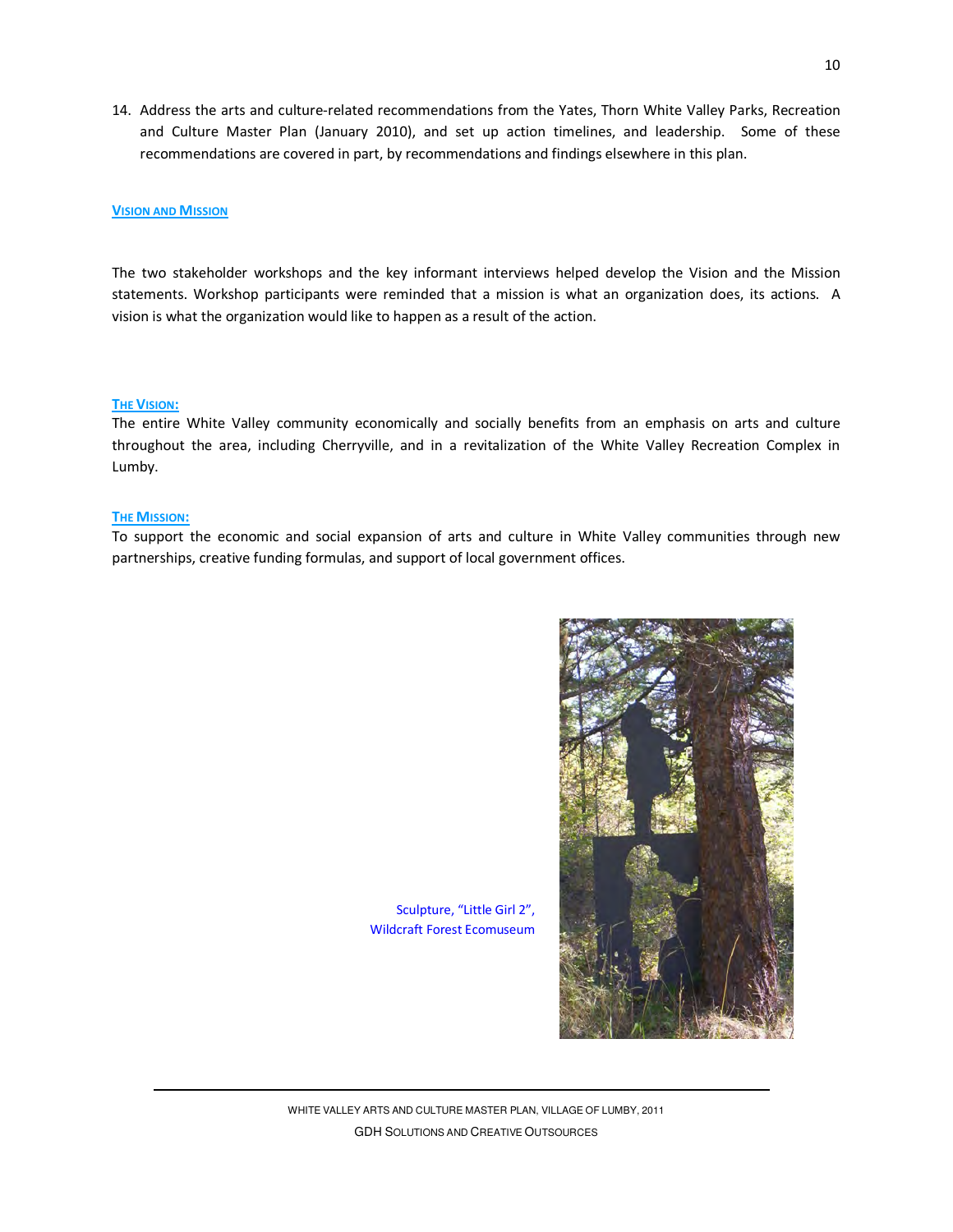14. Address the arts and culture-related recommendations from the Yates, Thorn White Valley Parks, Recreation and Culture Master Plan (January 2010), and set up action timelines, and leadership. Some of these recommendations are covered in part, by recommendations and findings elsewhere in this plan.

## VISION AND MISSION

The two stakeholder workshops and the key informant interviews helped develop the Vision and the Mission statements. Workshop participants were reminded that a mission is what an organization does, its actions. A vision is what the organization would like to happen as a result of the action.

### THE VISION:

The entire White Valley community economically and socially benefits from an emphasis on arts and culture throughout the area, including Cherryville, and in a revitalization of the White Valley Recreation Complex in Lumby.

### THE MISSION:

To support the economic and social expansion of arts and culture in White Valley communities through new partnerships, creative funding formulas, and support of local government offices.

Sculpture, "Little Girl 2", Wildcraft Forest Ecomuseum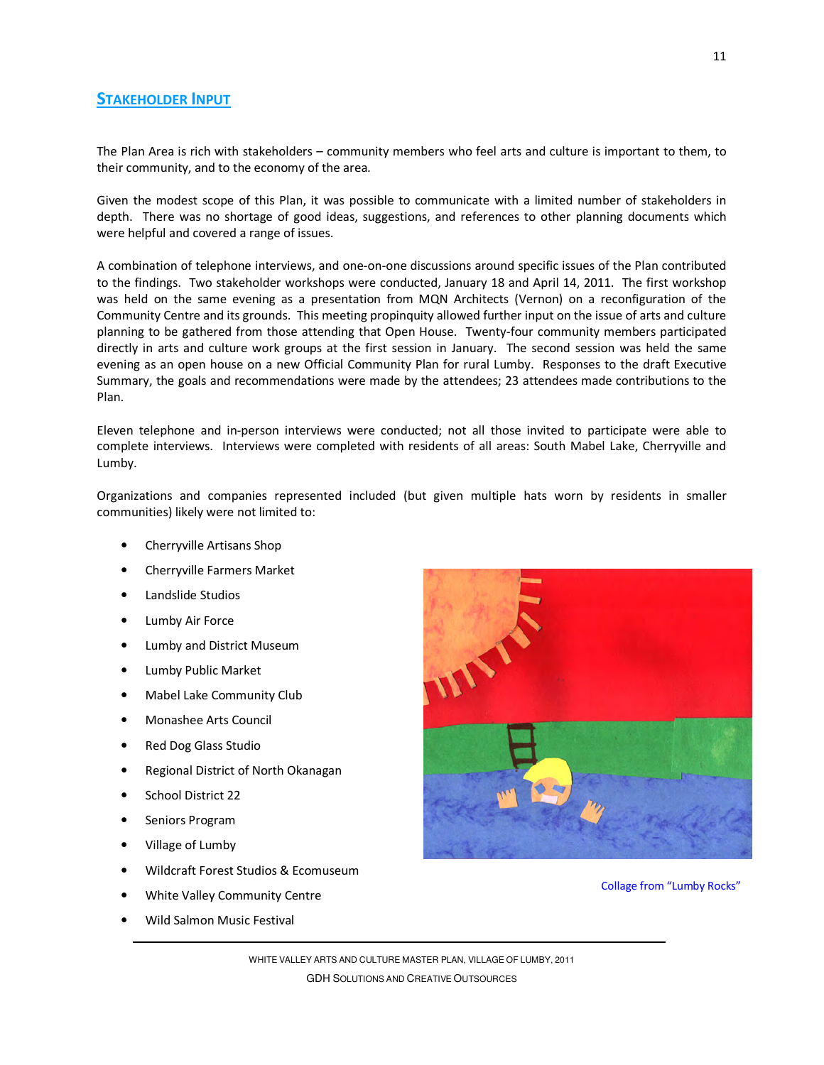## Stakeholder Input

The Plan Area is rich with stakeholders – community members who feel arts and culture is important to them, to their community, and to the economy of the area.

Given the modest scope of this Plan, it was possible to communicate with a limited number of stakeholders in depth. There was no shortage of good ideas, suggestions, and references to other planning documents which were helpful and covered a range of issues.

A combination of telephone interviews, and one-on-one discussions around specific issues of the Plan contributed to the findings. Two stakeholder workshops were conducted, January 18 and April 14, 2011. The first workshop was held on the same evening as a presentation from MQN Architects (Vernon) on a reconfiguration of the Community Centre and its grounds. This meeting propinquity allowed further input on the issue of arts and culture planning to be gathered from those attending that Open House. Twenty-four community members participated directly in arts and culture work groups at the first session in January. The second session was held the same evening as an open house on a new Official Community Plan for rural Lumby. Responses to the draft Executive Summary, the goals and recommendations were made by the attendees; 23 attendees made contributions to the Plan.

Eleven telephone and in-person interviews were conducted; not all those invited to participate were able to complete interviews. Interviews were completed with residents of all areas: South Mabel Lake, Cherryville and Lumby.

Organizations and companies represented included (but given multiple hats worn by residents in smaller communities) likely were not limited to:

- Cherryville Artisans Shop
- Cherryville Farmers Market
- Landslide Studios
- Lumby Air Force
- Lumby and District Museum
- Lumby Public Market
- Mabel Lake Community Club
- Monashee Arts Council
- Red Dog Glass Studio
- Regional District of North Okanagan
- School District 22
- Seniors Program
- Village of Lumby
- Wildcraft Forest Studios & Ecomuseum
- White Valley Community Centre
- Wild Salmon Music Festival

Collage from "Lumby Rocks"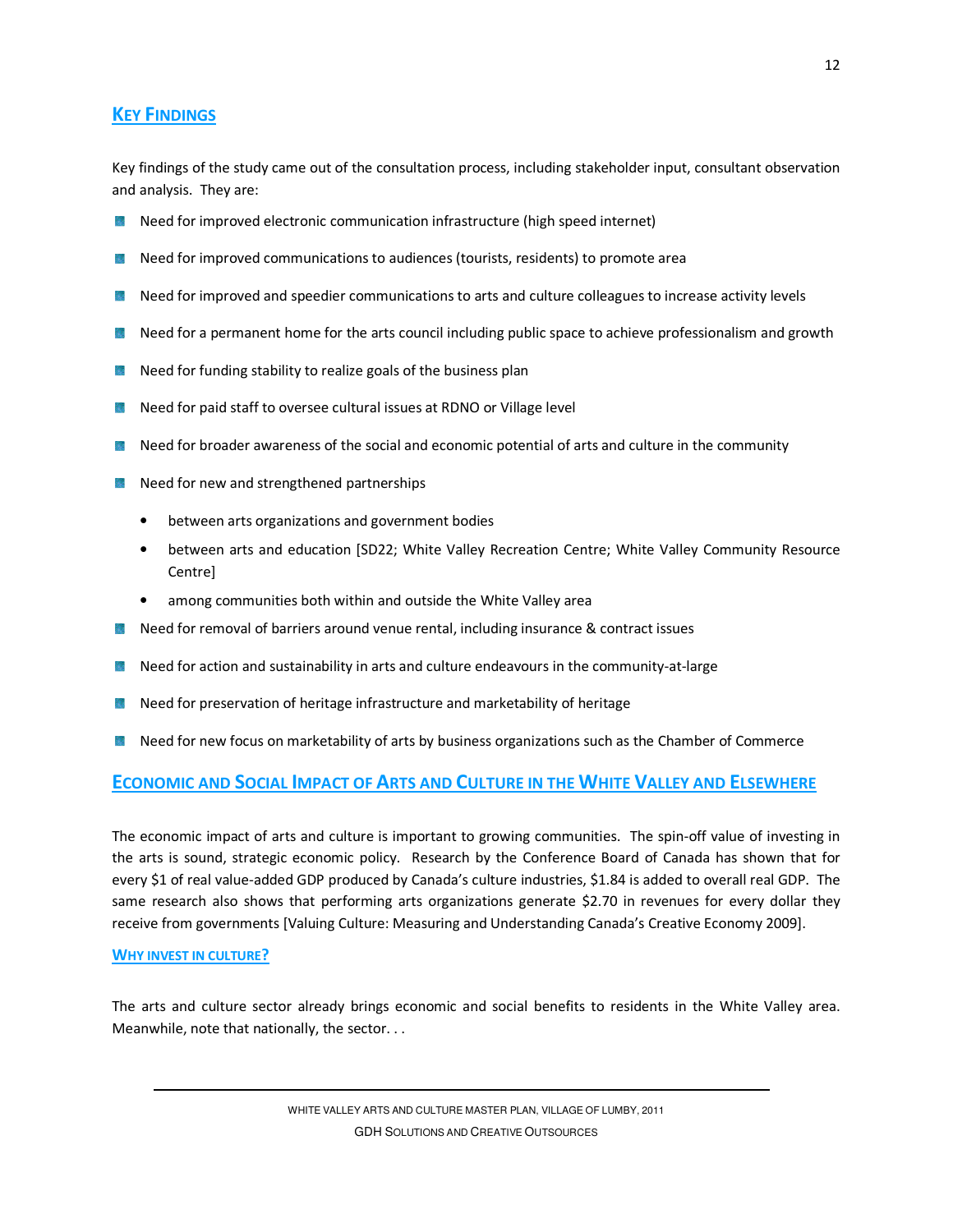## Key Findings

Key findings of the study came out of the consultation process, including stakeholder input, consultant observation and analysis. They are:

- Need for improved electronic communication infrastructure (high speed internet)
- Need for improved communications to audiences (tourists, residents) to promote area
- Need for improved and speedier communications to arts and culture colleagues to increase activity levels
- Need for a permanent home for the arts council including public space to achieve professionalism and growth
- Need for funding stability to realize goals of the business plan
- Need for paid staff to oversee cultural issues at RDNO or Village level
- Need for broader awareness of the social and economic potential of arts and culture in the community
- Need for new and strengthened partnerships
    - between arts organizations and government bodies
    - between arts and education [SD22; White Valley Recreation Centre; White Valley Community Resource Centre]
    - among communities both within and outside the White Valley area
- Need for removal of barriers around venue rental, including insurance & contract issues
- Need for action and sustainability in arts and culture endeavours in the community-at-large
- Need for preservation of heritage infrastructure and marketability of heritage
- Need for new focus on marketability of arts by business organizations such as the Chamber of Commerce

## Economic and Social Impact of Arts and Culture in the White Valley and Elsewhere

The economic impact of arts and culture is important to growing communities. The spin-off value of investing in the arts is sound, strategic economic policy. Research by the Conference Board of Canada has shown that for every $1 of real value-added GDP produced by Canada's culture industries, $1.84 is added to overall real GDP. The same research also shows that performing arts organizations generate $2.70 in revenues for every dollar they receive from governments [Valuing Culture: Measuring and Understanding Canada's Creative Economy 2009].

### Why Invest in Culture?

The arts and culture sector already brings economic and social benefits to residents in the White Valley area. Meanwhile, note that nationally, the sector. . .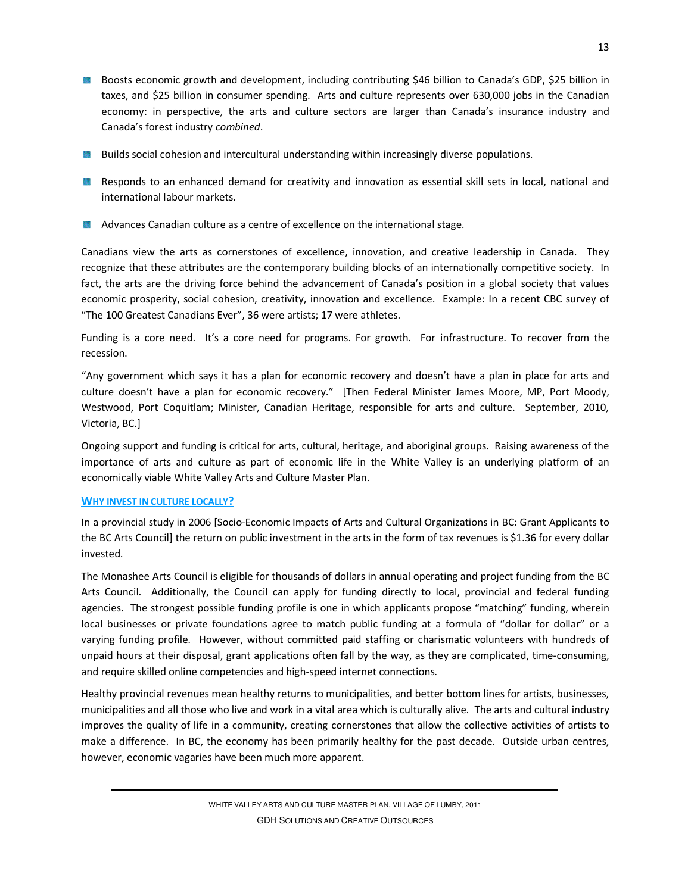- Boosts economic growth and development, including contributing $46 billion to Canada's GDP, $25 billion in taxes, and $25 billion in consumer spending. Arts and culture represents over 630,000 jobs in the Canadian economy: in perspective, the arts and culture sectors are larger than Canada's insurance industry and Canada's forest industry *combined*.
- Builds social cohesion and intercultural understanding within increasingly diverse populations.
- Responds to an enhanced demand for creativity and innovation as essential skill sets in local, national and international labour markets.
- Advances Canadian culture as a centre of excellence on the international stage.

Canadians view the arts as cornerstones of excellence, innovation, and creative leadership in Canada. They recognize that these attributes are the contemporary building blocks of an internationally competitive society. In fact, the arts are the driving force behind the advancement of Canada's position in a global society that values economic prosperity, social cohesion, creativity, innovation and excellence. Example: In a recent CBC survey of "The 100 Greatest Canadians Ever", 36 were artists; 17 were athletes.

Funding is a core need. It's a core need for programs. For growth. For infrastructure. To recover from the recession.

"Any government which says it has a plan for economic recovery and doesn't have a plan in place for arts and culture doesn't have a plan for economic recovery." [Then Federal Minister James Moore, MP, Port Moody, Westwood, Port Coquitlam; Minister, Canadian Heritage, responsible for arts and culture. September, 2010, Victoria, BC.]

Ongoing support and funding is critical for arts, cultural, heritage, and aboriginal groups. Raising awareness of the importance of arts and culture as part of economic life in the White Valley is an underlying platform of an economically viable White Valley Arts and Culture Master Plan.

### WHY INVEST IN CULTURE LOCALLY?

In a provincial study in 2006 [Socio-Economic Impacts of Arts and Cultural Organizations in BC: Grant Applicants to the BC Arts Council] the return on public investment in the arts in the form of tax revenues is $1.36 for every dollar invested.

The Monashee Arts Council is eligible for thousands of dollars in annual operating and project funding from the BC Arts Council. Additionally, the Council can apply for funding directly to local, provincial and federal funding agencies. The strongest possible funding profile is one in which applicants propose "matching" funding, wherein local businesses or private foundations agree to match public funding at a formula of "dollar for dollar" or a varying funding profile. However, without committed paid staffing or charismatic volunteers with hundreds of unpaid hours at their disposal, grant applications often fall by the way, as they are complicated, time-consuming, and require skilled online competencies and high-speed internet connections.

Healthy provincial revenues mean healthy returns to municipalities, and better bottom lines for artists, businesses, municipalities and all those who live and work in a vital area which is culturally alive. The arts and cultural industry improves the quality of life in a community, creating cornerstones that allow the collective activities of artists to make a difference. In BC, the economy has been primarily healthy for the past decade. Outside urban centres, however, economic vagaries have been much more apparent.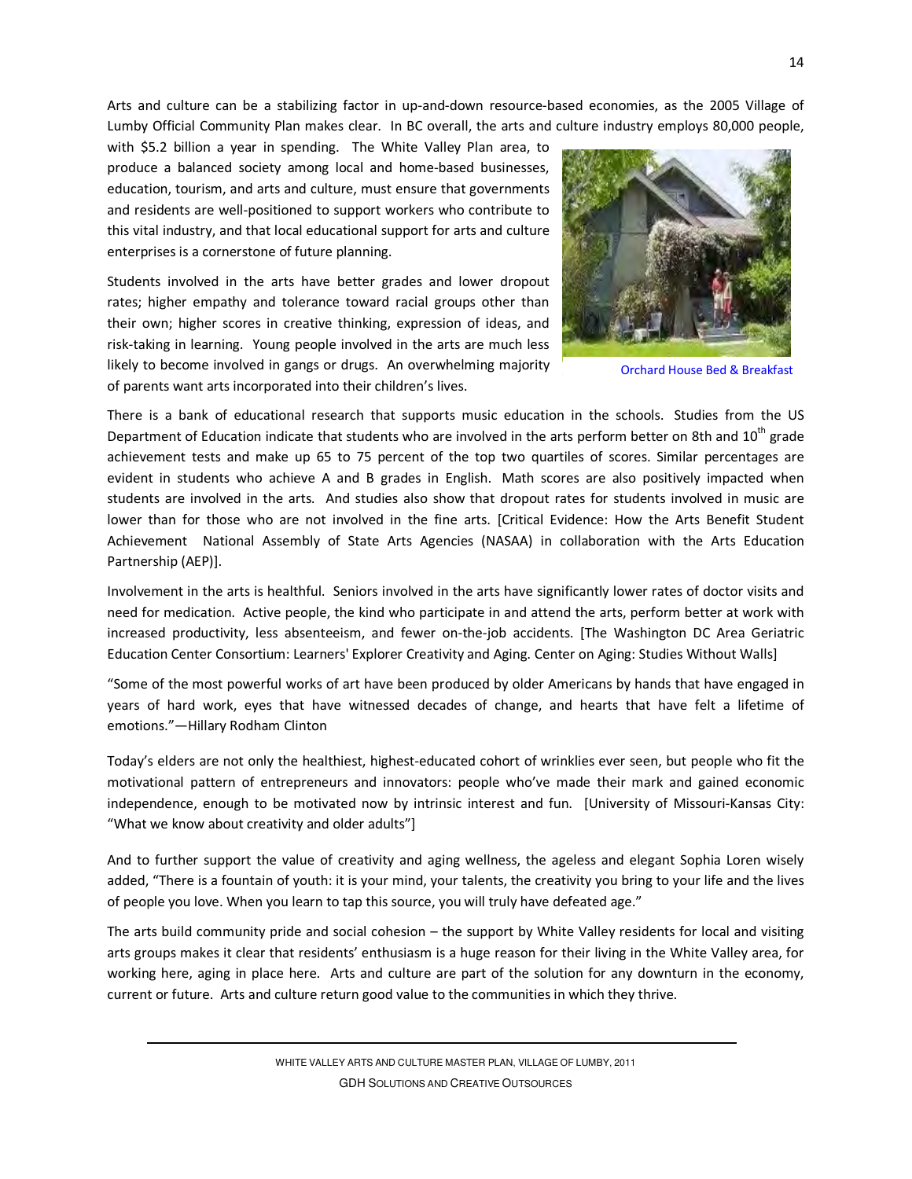Arts and culture can be a stabilizing factor in up-and-down resource-based economies, as the 2005 Village of Lumby Official Community Plan makes clear. In BC overall, the arts and culture industry employs 80,000 people, with $5.2 billion a year in spending. The White Valley Plan area, to produce a balanced society among local and home-based businesses, education, tourism, and arts and culture, must ensure that governments and residents are well-positioned to support workers who contribute to this vital industry, and that local educational support for arts and culture enterprises is a cornerstone of future planning.

Students involved in the arts have better grades and lower dropout rates; higher empathy and tolerance toward racial groups other than their own; higher scores in creative thinking, expression of ideas, and risk-taking in learning. Young people involved in the arts are much less likely to become involved in gangs or drugs. An overwhelming majority of parents want arts incorporated into their children's lives.

Orchard House Bed & Breakfast

There is a bank of educational research that supports music education in the schools. Studies from the US Department of Education indicate that students who are involved in the arts perform better on 8th and 10th grade achievement tests and make up 65 to 75 percent of the top two quartiles of scores. Similar percentages are evident in students who achieve A and B grades in English. Math scores are also positively impacted when students are involved in the arts. And studies also show that dropout rates for students involved in music are lower than for those who are not involved in the fine arts. [Critical Evidence: How the Arts Benefit Student Achievement National Assembly of State Arts Agencies (NASAA) in collaboration with the Arts Education Partnership (AEP)].

Involvement in the arts is healthful. Seniors involved in the arts have significantly lower rates of doctor visits and need for medication. Active people, the kind who participate in and attend the arts, perform better at work with increased productivity, less absenteeism, and fewer on-the-job accidents. [The Washington DC Area Geriatric Education Center Consortium: Learners' Explorer Creativity and Aging. Center on Aging: Studies Without Walls]

"Some of the most powerful works of art have been produced by older Americans by hands that have engaged in years of hard work, eyes that have witnessed decades of change, and hearts that have felt a lifetime of emotions."—Hillary Rodham Clinton

Today's elders are not only the healthiest, highest-educated cohort of wrinklies ever seen, but people who fit the motivational pattern of entrepreneurs and innovators: people who've made their mark and gained economic independence, enough to be motivated now by intrinsic interest and fun. [University of Missouri-Kansas City: "What we know about creativity and older adults"]

And to further support the value of creativity and aging wellness, the ageless and elegant Sophia Loren wisely added, "There is a fountain of youth: it is your mind, your talents, the creativity you bring to your life and the lives of people you love. When you learn to tap this source, you will truly have defeated age."

The arts build community pride and social cohesion – the support by White Valley residents for local and visiting arts groups makes it clear that residents' enthusiasm is a huge reason for their living in the White Valley area, for working here, aging in place here. Arts and culture are part of the solution for any downturn in the economy, current or future. Arts and culture return good value to the communities in which they thrive.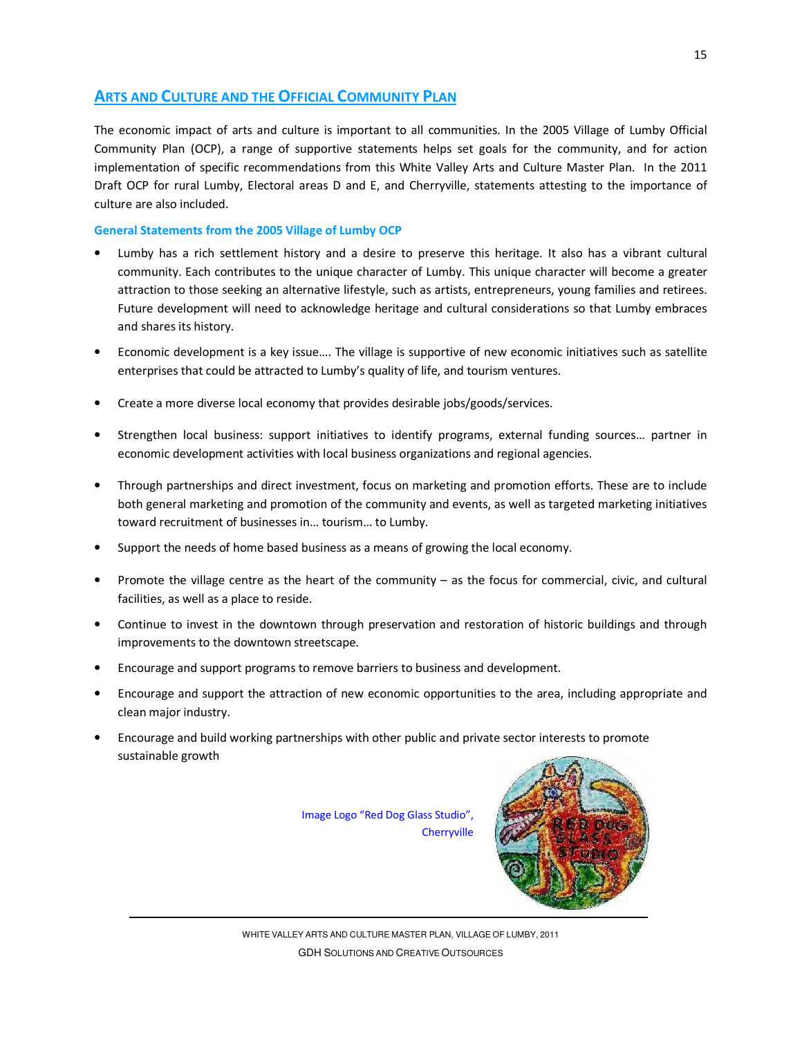## Arts and Culture and the Official Community Plan

The economic impact of arts and culture is important to all communities. In the 2005 Village of Lumby Official Community Plan (OCP), a range of supportive statements helps set goals for the community, and for action implementation of specific recommendations from this White Valley Arts and Culture Master Plan. In the 2011 Draft OCP for rural Lumby, Electoral areas D and E, and Cherryville, statements attesting to the importance of culture are also included.

### General Statements from the 2005 Village of Lumby OCP

- Lumby has a rich settlement history and a desire to preserve this heritage. It also has a vibrant cultural community. Each contributes to the unique character of Lumby. This unique character will become a greater attraction to those seeking an alternative lifestyle, such as artists, entrepreneurs, young families and retirees. Future development will need to acknowledge heritage and cultural considerations so that Lumby embraces and shares its history.
- Economic development is a key issue…. The village is supportive of new economic initiatives such as satellite enterprises that could be attracted to Lumby's quality of life, and tourism ventures.
- Create a more diverse local economy that provides desirable jobs/goods/services.
- Strengthen local business: support initiatives to identify programs, external funding sources… partner in economic development activities with local business organizations and regional agencies.
- Through partnerships and direct investment, focus on marketing and promotion efforts. These are to include both general marketing and promotion of the community and events, as well as targeted marketing initiatives toward recruitment of businesses in… tourism… to Lumby.
- Support the needs of home based business as a means of growing the local economy.
- Promote the village centre as the heart of the community – as the focus for commercial, civic, and cultural facilities, as well as a place to reside.
- Continue to invest in the downtown through preservation and restoration of historic buildings and through improvements to the downtown streetscape.
- Encourage and support programs to remove barriers to business and development.
- Encourage and support the attraction of new economic opportunities to the area, including appropriate and clean major industry.
- Encourage and build working partnerships with other public and private sector interests to promote sustainable growth

Image Logo "Red Dog Glass Studio", Cherryville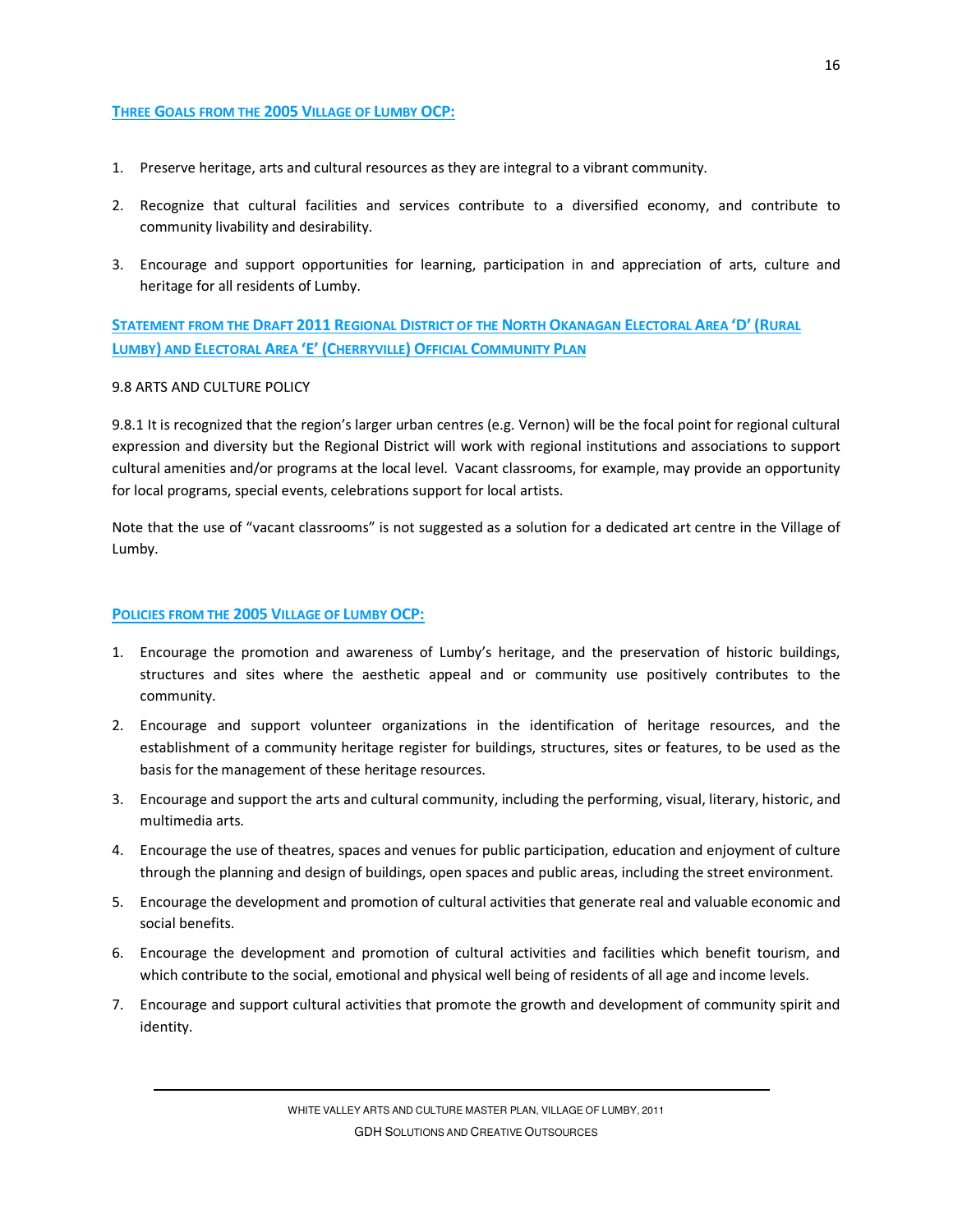### Three Goals from the 2005 Village of Lumby OCP:

1. Preserve heritage, arts and cultural resources as they are integral to a vibrant community.
2. Recognize that cultural facilities and services contribute to a diversified economy, and contribute to community livability and desirability.
3. Encourage and support opportunities for learning, participation in and appreciation of arts, culture and heritage for all residents of Lumby.

### Statement from the Draft 2011 Regional District of the North Okanagan Electoral Area 'D' (Rural Lumby) and Electoral Area 'E' (Cherryville) Official Community Plan

9.8 ARTS AND CULTURE POLICY

9.8.1 It is recognized that the region's larger urban centres (e.g. Vernon) will be the focal point for regional cultural expression and diversity but the Regional District will work with regional institutions and associations to support cultural amenities and/or programs at the local level. Vacant classrooms, for example, may provide an opportunity for local programs, special events, celebrations support for local artists.

Note that the use of "vacant classrooms" is not suggested as a solution for a dedicated art centre in the Village of Lumby.

### Policies from the 2005 Village of Lumby OCP:

1. Encourage the promotion and awareness of Lumby's heritage, and the preservation of historic buildings, structures and sites where the aesthetic appeal and or community use positively contributes to the community.
2. Encourage and support volunteer organizations in the identification of heritage resources, and the establishment of a community heritage register for buildings, structures, sites or features, to be used as the basis for the management of these heritage resources.
3. Encourage and support the arts and cultural community, including the performing, visual, literary, historic, and multimedia arts.
4. Encourage the use of theatres, spaces and venues for public participation, education and enjoyment of culture through the planning and design of buildings, open spaces and public areas, including the street environment.
5. Encourage the development and promotion of cultural activities that generate real and valuable economic and social benefits.
6. Encourage the development and promotion of cultural activities and facilities which benefit tourism, and which contribute to the social, emotional and physical well being of residents of all age and income levels.
7. Encourage and support cultural activities that promote the growth and development of community spirit and identity.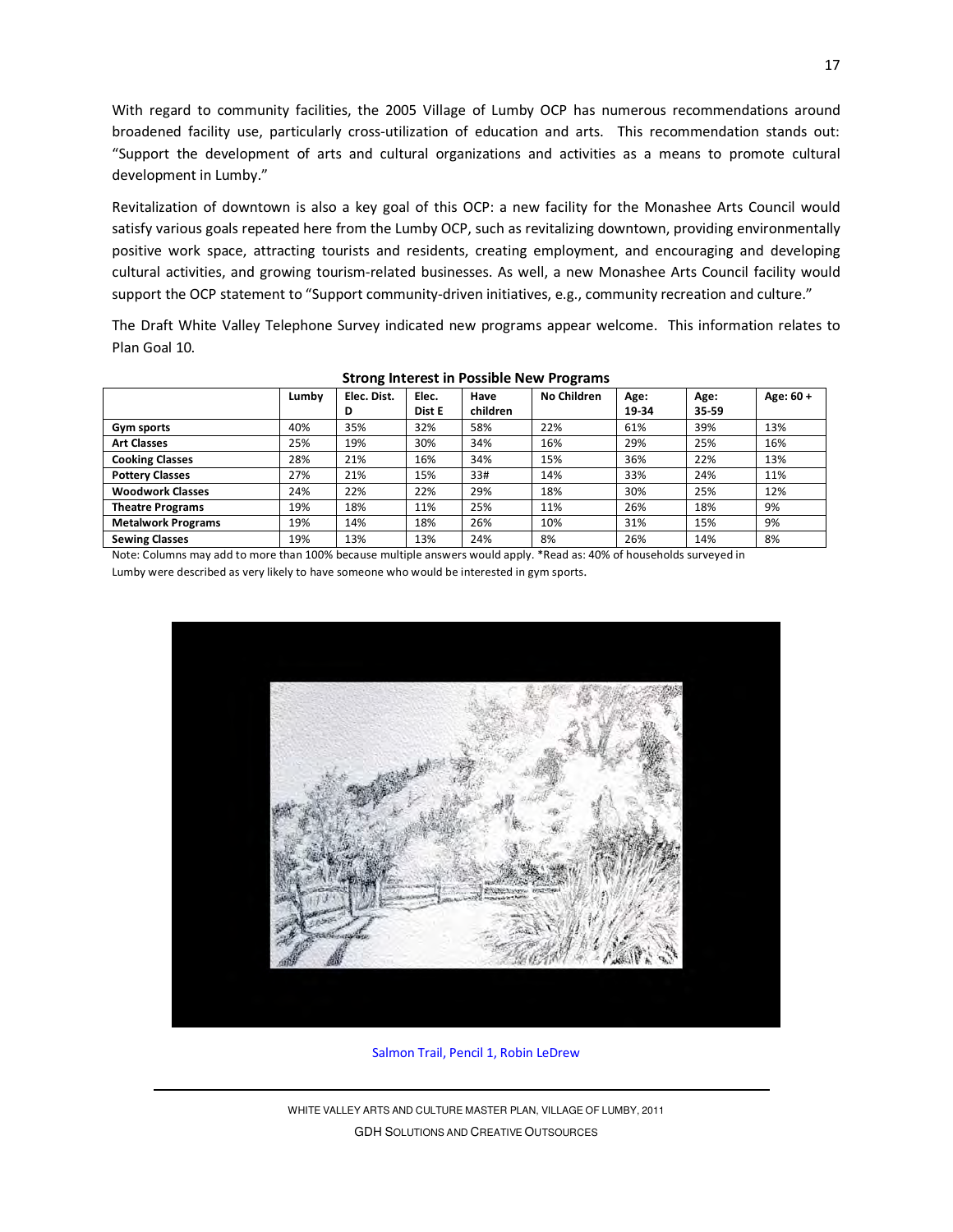With regard to community facilities, the 2005 Village of Lumby OCP has numerous recommendations around broadened facility use, particularly cross-utilization of education and arts. This recommendation stands out: "Support the development of arts and cultural organizations and activities as a means to promote cultural development in Lumby."

Revitalization of downtown is also a key goal of this OCP: a new facility for the Monashee Arts Council would satisfy various goals repeated here from the Lumby OCP, such as revitalizing downtown, providing environmentally positive work space, attracting tourists and residents, creating employment, and encouraging and developing cultural activities, and growing tourism-related businesses. As well, a new Monashee Arts Council facility would support the OCP statement to "Support community-driven initiatives, e.g., community recreation and culture."

The Draft White Valley Telephone Survey indicated new programs appear welcome. This information relates to Plan Goal 10.

**Strong Interest in Possible New Programs**

| | Lumby | Elec. Dist. D | Elec. Dist E | Have children | No Children | Age: 19-34 | Age: 35-59 | Age: 60 + |
|---|---|---|---|---|---|---|---|---|
| **Gym sports** | 40% | 35% | 32% | 58% | 22% | 61% | 39% | 13% |
| **Art Classes** | 25% | 19% | 30% | 34% | 16% | 29% | 25% | 16% |
| **Cooking Classes** | 28% | 21% | 16% | 34% | 15% | 36% | 22% | 13% |
| **Pottery Classes** | 27% | 21% | 15% | 33# | 14% | 33% | 24% | 11% |
| **Woodwork Classes** | 24% | 22% | 22% | 29% | 18% | 30% | 25% | 12% |
| **Theatre Programs** | 19% | 18% | 11% | 25% | 11% | 26% | 18% | 9% |
| **Metalwork Programs** | 19% | 14% | 18% | 26% | 10% | 31% | 15% | 9% |
| **Sewing Classes** | 19% | 13% | 13% | 24% | 8% | 26% | 14% | 8% |

Note: Columns may add to more than 100% because multiple answers would apply. *Read as: 40% of households surveyed in Lumby were described as very likely to have someone who would be interested in gym sports.

Salmon Trail, Pencil 1, Robin LeDrew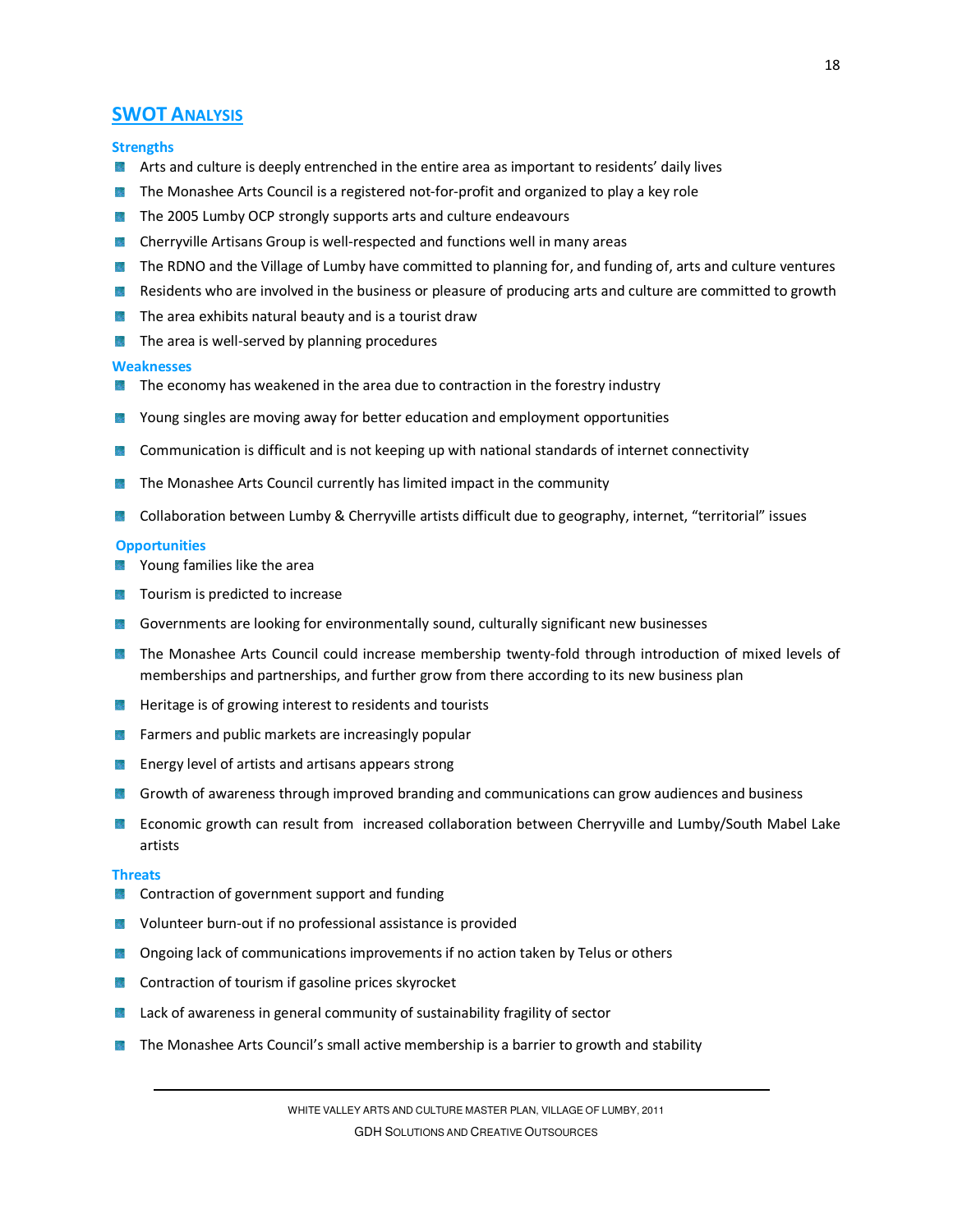## SWOT Analysis

### Strengths

- Arts and culture is deeply entrenched in the entire area as important to residents' daily lives
- The Monashee Arts Council is a registered not-for-profit and organized to play a key role
- The 2005 Lumby OCP strongly supports arts and culture endeavours
- Cherryville Artisans Group is well-respected and functions well in many areas
- The RDNO and the Village of Lumby have committed to planning for, and funding of, arts and culture ventures
- Residents who are involved in the business or pleasure of producing arts and culture are committed to growth
- The area exhibits natural beauty and is a tourist draw
- The area is well-served by planning procedures

### Weaknesses

- The economy has weakened in the area due to contraction in the forestry industry
- Young singles are moving away for better education and employment opportunities
- Communication is difficult and is not keeping up with national standards of internet connectivity
- The Monashee Arts Council currently has limited impact in the community
- Collaboration between Lumby & Cherryville artists difficult due to geography, internet, "territorial" issues

### Opportunities

- Young families like the area
- Tourism is predicted to increase
- Governments are looking for environmentally sound, culturally significant new businesses
- The Monashee Arts Council could increase membership twenty-fold through introduction of mixed levels of memberships and partnerships, and further grow from there according to its new business plan
- Heritage is of growing interest to residents and tourists
- Farmers and public markets are increasingly popular
- Energy level of artists and artisans appears strong
- Growth of awareness through improved branding and communications can grow audiences and business
- Economic growth can result from increased collaboration between Cherryville and Lumby/South Mabel Lake artists

### Threats

- Contraction of government support and funding
- Volunteer burn-out if no professional assistance is provided
- Ongoing lack of communications improvements if no action taken by Telus or others
- Contraction of tourism if gasoline prices skyrocket
- Lack of awareness in general community of sustainability fragility of sector
- The Monashee Arts Council's small active membership is a barrier to growth and stability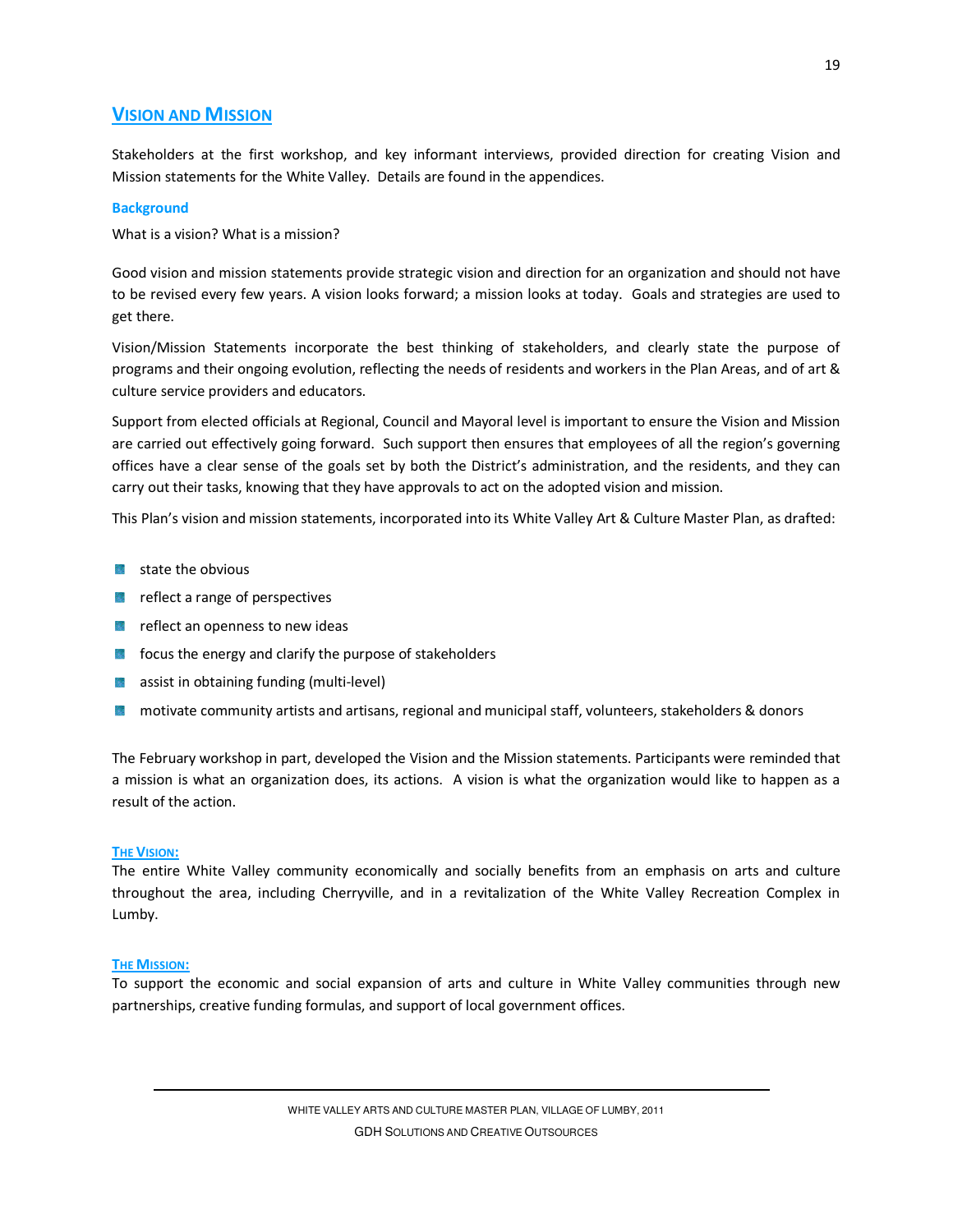## Vision and Mission

Stakeholders at the first workshop, and key informant interviews, provided direction for creating Vision and Mission statements for the White Valley. Details are found in the appendices.

### Background

What is a vision? What is a mission?

Good vision and mission statements provide strategic vision and direction for an organization and should not have to be revised every few years. A vision looks forward; a mission looks at today. Goals and strategies are used to get there.

Vision/Mission Statements incorporate the best thinking of stakeholders, and clearly state the purpose of programs and their ongoing evolution, reflecting the needs of residents and workers in the Plan Areas, and of art & culture service providers and educators.

Support from elected officials at Regional, Council and Mayoral level is important to ensure the Vision and Mission are carried out effectively going forward. Such support then ensures that employees of all the region's governing offices have a clear sense of the goals set by both the District's administration, and the residents, and they can carry out their tasks, knowing that they have approvals to act on the adopted vision and mission.

This Plan's vision and mission statements, incorporated into its White Valley Art & Culture Master Plan, as drafted:

- state the obvious
- reflect a range of perspectives
- reflect an openness to new ideas
- focus the energy and clarify the purpose of stakeholders
- assist in obtaining funding (multi-level)
- motivate community artists and artisans, regional and municipal staff, volunteers, stakeholders & donors

The February workshop in part, developed the Vision and the Mission statements. Participants were reminded that a mission is what an organization does, its actions. A vision is what the organization would like to happen as a result of the action.

#### The Vision:

The entire White Valley community economically and socially benefits from an emphasis on arts and culture throughout the area, including Cherryville, and in a revitalization of the White Valley Recreation Complex in Lumby.

#### The Mission:

To support the economic and social expansion of arts and culture in White Valley communities through new partnerships, creative funding formulas, and support of local government offices.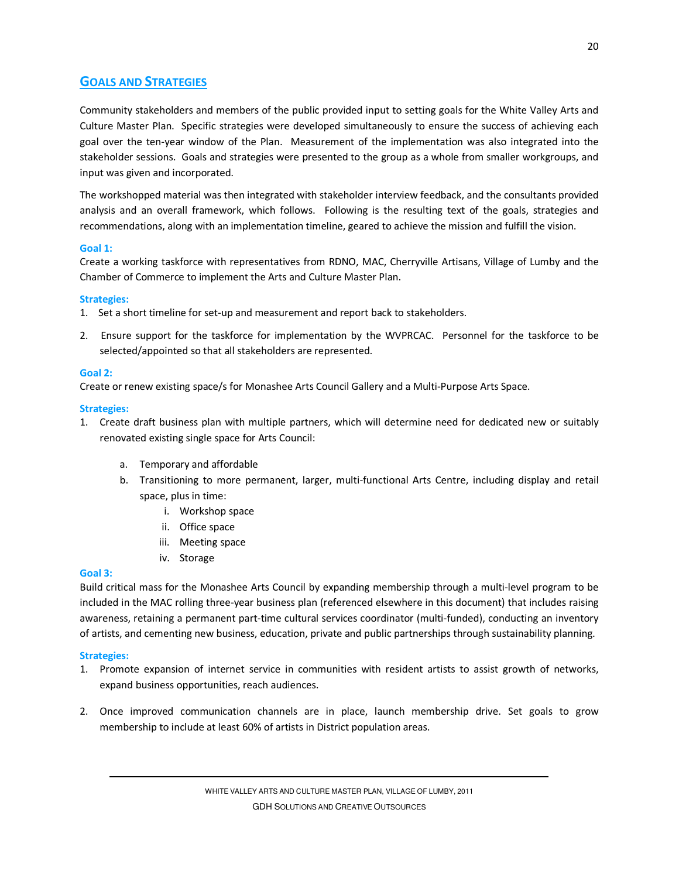## Goals and Strategies

Community stakeholders and members of the public provided input to setting goals for the White Valley Arts and Culture Master Plan. Specific strategies were developed simultaneously to ensure the success of achieving each goal over the ten-year window of the Plan. Measurement of the implementation was also integrated into the stakeholder sessions. Goals and strategies were presented to the group as a whole from smaller workgroups, and input was given and incorporated.

The workshopped material was then integrated with stakeholder interview feedback, and the consultants provided analysis and an overall framework, which follows. Following is the resulting text of the goals, strategies and recommendations, along with an implementation timeline, geared to achieve the mission and fulfill the vision.

### Goal 1:

Create a working taskforce with representatives from RDNO, MAC, Cherryville Artisans, Village of Lumby and the Chamber of Commerce to implement the Arts and Culture Master Plan.

#### Strategies:

1. Set a short timeline for set-up and measurement and report back to stakeholders.

2. Ensure support for the taskforce for implementation by the WVPRCAC. Personnel for the taskforce to be selected/appointed so that all stakeholders are represented.

### Goal 2:

Create or renew existing space/s for Monashee Arts Council Gallery and a Multi-Purpose Arts Space.

#### Strategies:

1. Create draft business plan with multiple partners, which will determine need for dedicated new or suitably renovated existing single space for Arts Council:

    a. Temporary and affordable
    b. Transitioning to more permanent, larger, multi-functional Arts Centre, including display and retail space, plus in time:
        i. Workshop space
        ii. Office space
        iii. Meeting space
        iv. Storage

### Goal 3:

Build critical mass for the Monashee Arts Council by expanding membership through a multi-level program to be included in the MAC rolling three-year business plan (referenced elsewhere in this document) that includes raising awareness, retaining a permanent part-time cultural services coordinator (multi-funded), conducting an inventory of artists, and cementing new business, education, private and public partnerships through sustainability planning.

#### Strategies:

1. Promote expansion of internet service in communities with resident artists to assist growth of networks, expand business opportunities, reach audiences.

2. Once improved communication channels are in place, launch membership drive. Set goals to grow membership to include at least 60% of artists in District population areas.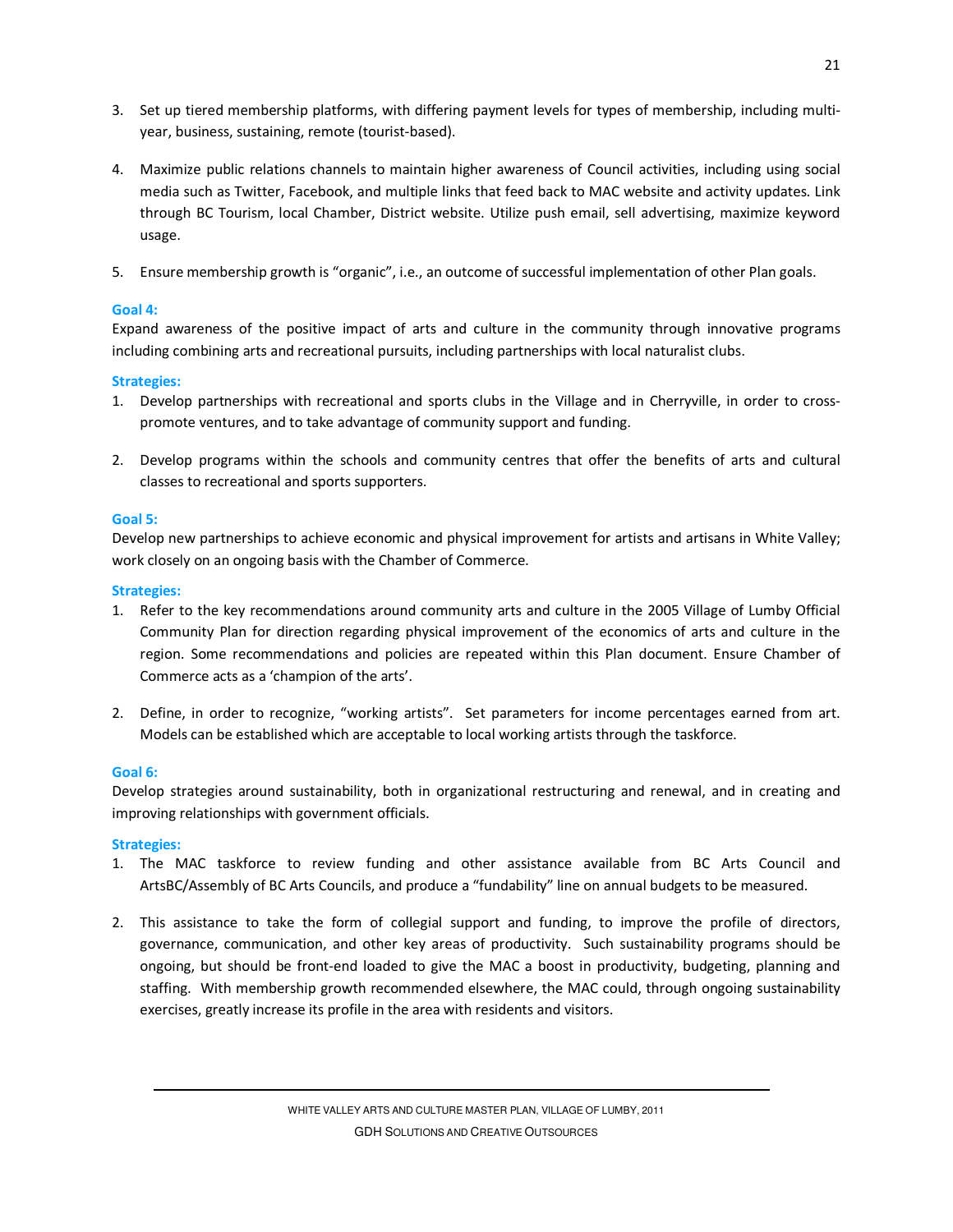3. Set up tiered membership platforms, with differing payment levels for types of membership, including multi-year, business, sustaining, remote (tourist-based).

4. Maximize public relations channels to maintain higher awareness of Council activities, including using social media such as Twitter, Facebook, and multiple links that feed back to MAC website and activity updates. Link through BC Tourism, local Chamber, District website. Utilize push email, sell advertising, maximize keyword usage.

5. Ensure membership growth is "organic", i.e., an outcome of successful implementation of other Plan goals.

**Goal 4:**

Expand awareness of the positive impact of arts and culture in the community through innovative programs including combining arts and recreational pursuits, including partnerships with local naturalist clubs.

**Strategies:**

1. Develop partnerships with recreational and sports clubs in the Village and in Cherryville, in order to cross-promote ventures, and to take advantage of community support and funding.

2. Develop programs within the schools and community centres that offer the benefits of arts and cultural classes to recreational and sports supporters.

**Goal 5:**

Develop new partnerships to achieve economic and physical improvement for artists and artisans in White Valley; work closely on an ongoing basis with the Chamber of Commerce.

**Strategies:**

1. Refer to the key recommendations around community arts and culture in the 2005 Village of Lumby Official Community Plan for direction regarding physical improvement of the economics of arts and culture in the region. Some recommendations and policies are repeated within this Plan document. Ensure Chamber of Commerce acts as a 'champion of the arts'.

2. Define, in order to recognize, "working artists". Set parameters for income percentages earned from art. Models can be established which are acceptable to local working artists through the taskforce.

**Goal 6:**

Develop strategies around sustainability, both in organizational restructuring and renewal, and in creating and improving relationships with government officials.

**Strategies:**

1. The MAC taskforce to review funding and other assistance available from BC Arts Council and ArtsBC/Assembly of BC Arts Councils, and produce a "fundability" line on annual budgets to be measured.

2. This assistance to take the form of collegial support and funding, to improve the profile of directors, governance, communication, and other key areas of productivity. Such sustainability programs should be ongoing, but should be front-end loaded to give the MAC a boost in productivity, budgeting, planning and staffing. With membership growth recommended elsewhere, the MAC could, through ongoing sustainability exercises, greatly increase its profile in the area with residents and visitors.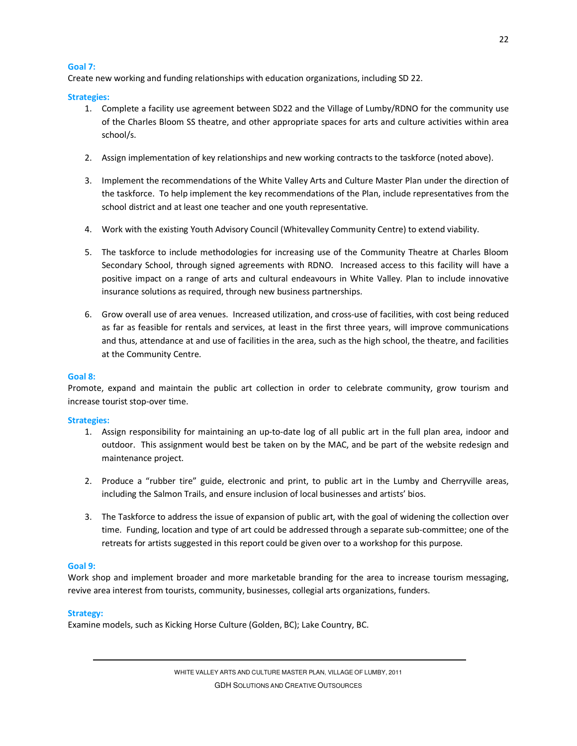**Goal 7:**
Create new working and funding relationships with education organizations, including SD 22.

**Strategies:**

1. Complete a facility use agreement between SD22 and the Village of Lumby/RDNO for the community use of the Charles Bloom SS theatre, and other appropriate spaces for arts and culture activities within area school/s.

2. Assign implementation of key relationships and new working contracts to the taskforce (noted above).

3. Implement the recommendations of the White Valley Arts and Culture Master Plan under the direction of the taskforce. To help implement the key recommendations of the Plan, include representatives from the school district and at least one teacher and one youth representative.

4. Work with the existing Youth Advisory Council (Whitevalley Community Centre) to extend viability.

5. The taskforce to include methodologies for increasing use of the Community Theatre at Charles Bloom Secondary School, through signed agreements with RDNO. Increased access to this facility will have a positive impact on a range of arts and cultural endeavours in White Valley. Plan to include innovative insurance solutions as required, through new business partnerships.

6. Grow overall use of area venues. Increased utilization, and cross-use of facilities, with cost being reduced as far as feasible for rentals and services, at least in the first three years, will improve communications and thus, attendance at and use of facilities in the area, such as the high school, the theatre, and facilities at the Community Centre.

**Goal 8:**
Promote, expand and maintain the public art collection in order to celebrate community, grow tourism and increase tourist stop-over time.

**Strategies:**

1. Assign responsibility for maintaining an up-to-date log of all public art in the full plan area, indoor and outdoor. This assignment would best be taken on by the MAC, and be part of the website redesign and maintenance project.

2. Produce a "rubber tire" guide, electronic and print, to public art in the Lumby and Cherryville areas, including the Salmon Trails, and ensure inclusion of local businesses and artists' bios.

3. The Taskforce to address the issue of expansion of public art, with the goal of widening the collection over time. Funding, location and type of art could be addressed through a separate sub-committee; one of the retreats for artists suggested in this report could be given over to a workshop for this purpose.

**Goal 9:**
Work shop and implement broader and more marketable branding for the area to increase tourism messaging, revive area interest from tourists, community, businesses, collegial arts organizations, funders.

**Strategy:**
Examine models, such as Kicking Horse Culture (Golden, BC); Lake Country, BC.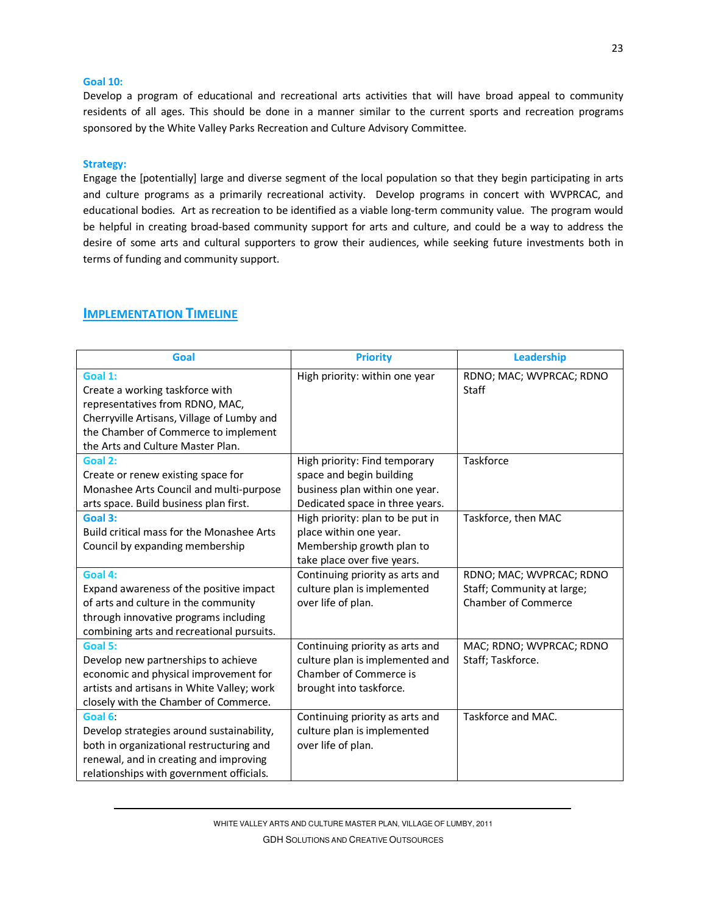**Goal 10:**
Develop a program of educational and recreational arts activities that will have broad appeal to community residents of all ages. This should be done in a manner similar to the current sports and recreation programs sponsored by the White Valley Parks Recreation and Culture Advisory Committee.

**Strategy:**
Engage the [potentially] large and diverse segment of the local population so that they begin participating in arts and culture programs as a primarily recreational activity. Develop programs in concert with WVPRCAC, and educational bodies. Art as recreation to be identified as a viable long-term community value. The program would be helpful in creating broad-based community support for arts and culture, and could be a way to address the desire of some arts and cultural supporters to grow their audiences, while seeking future investments both in terms of funding and community support.

## Implementation Timeline

| Goal | Priority | Leadership |
|---|---|---|
| **Goal 1:** Create a working taskforce with representatives from RDNO, MAC, Cherryville Artisans, Village of Lumby and the Chamber of Commerce to implement the Arts and Culture Master Plan. | High priority: within one year | RDNO; MAC; WVPRCAC; RDNO Staff |
| **Goal 2:** Create or renew existing space for Monashee Arts Council and multi-purpose arts space. Build business plan first. | High priority: Find temporary space and begin building business plan within one year. Dedicated space in three years. | Taskforce |
| **Goal 3:** Build critical mass for the Monashee Arts Council by expanding membership | High priority: plan to be put in place within one year. Membership growth plan to take place over five years. | Taskforce, then MAC |
| **Goal 4:** Expand awareness of the positive impact of arts and culture in the community through innovative programs including combining arts and recreational pursuits. | Continuing priority as arts and culture plan is implemented over life of plan. | RDNO; MAC; WVPRCAC; RDNO Staff; Community at large; Chamber of Commerce |
| **Goal 5:** Develop new partnerships to achieve economic and physical improvement for artists and artisans in White Valley; work closely with the Chamber of Commerce. | Continuing priority as arts and culture plan is implemented and Chamber of Commerce is brought into taskforce. | MAC; RDNO; WVPRCAC; RDNO Staff; Taskforce. |
| **Goal 6:** Develop strategies around sustainability, both in organizational restructuring and renewal, and in creating and improving relationships with government officials. | Continuing priority as arts and culture plan is implemented over life of plan. | Taskforce and MAC. |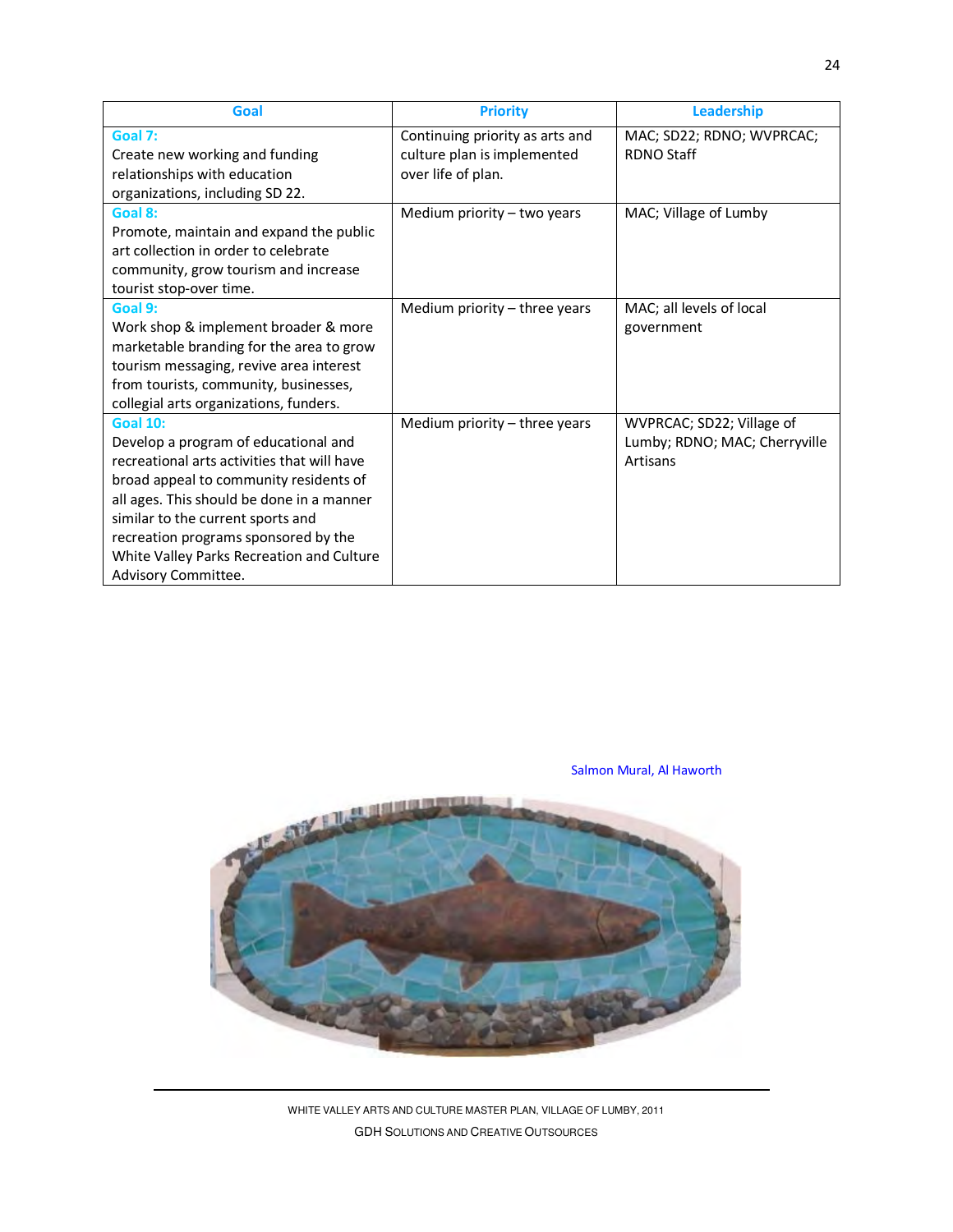| Goal | Priority | Leadership |
|---|---|---|
| **Goal 7:** Create new working and funding relationships with education organizations, including SD 22. | Continuing priority as arts and culture plan is implemented over life of plan. | MAC; SD22; RDNO; WVPRCAC; RDNO Staff |
| **Goal 8:** Promote, maintain and expand the public art collection in order to celebrate community, grow tourism and increase tourist stop-over time. | Medium priority – two years | MAC; Village of Lumby |
| **Goal 9:** Work shop & implement broader & more marketable branding for the area to grow tourism messaging, revive area interest from tourists, community, businesses, collegial arts organizations, funders. | Medium priority – three years | MAC; all levels of local government |
| **Goal 10:** Develop a program of educational and recreational arts activities that will have broad appeal to community residents of all ages. This should be done in a manner similar to the current sports and recreation programs sponsored by the White Valley Parks Recreation and Culture Advisory Committee. | Medium priority – three years | WVPRCAC; SD22; Village of Lumby; RDNO; MAC; Cherryville Artisans |

Salmon Mural, Al Haworth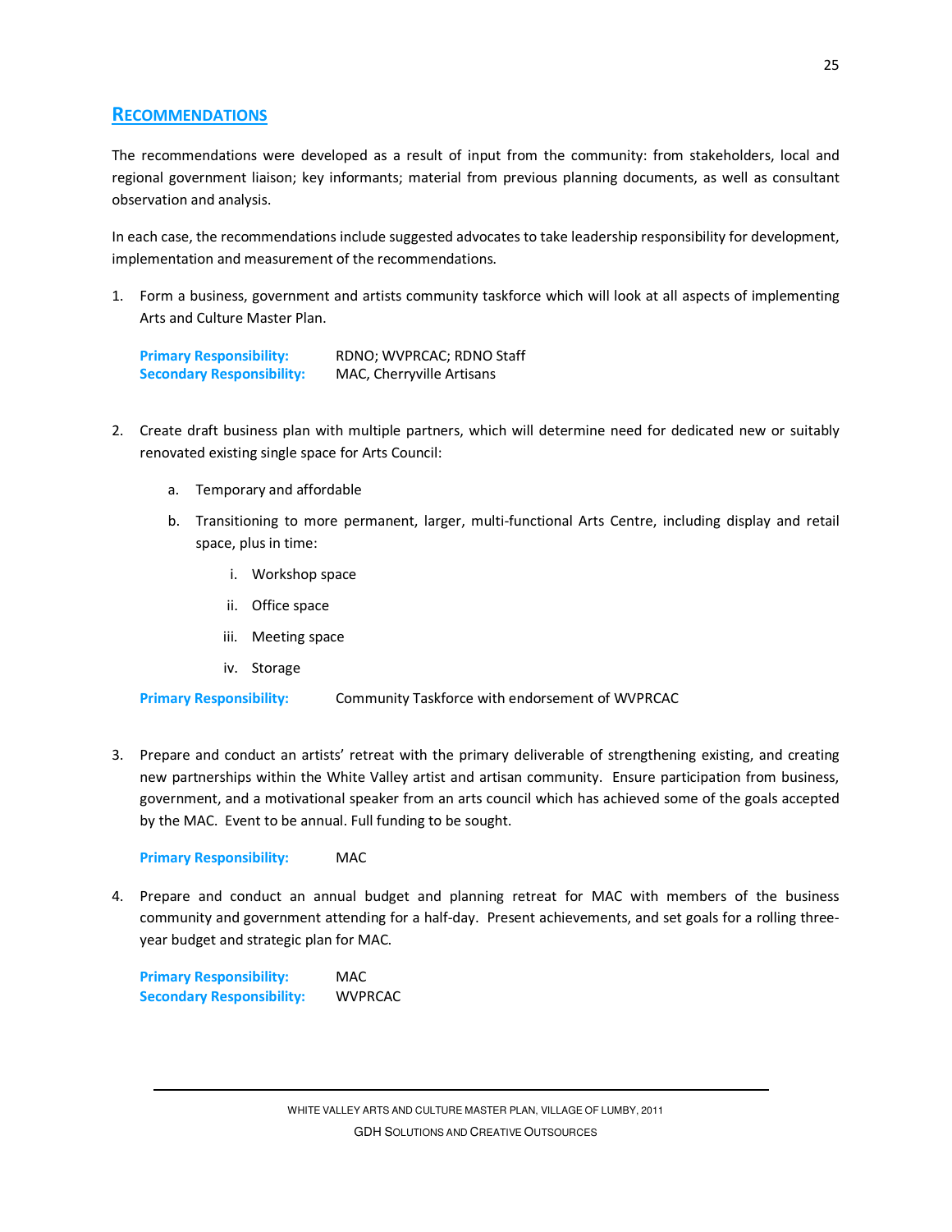## Recommendations

The recommendations were developed as a result of input from the community: from stakeholders, local and regional government liaison; key informants; material from previous planning documents, as well as consultant observation and analysis.

In each case, the recommendations include suggested advocates to take leadership responsibility for development, implementation and measurement of the recommendations.

1. Form a business, government and artists community taskforce which will look at all aspects of implementing Arts and Culture Master Plan.

   **Primary Responsibility:** RDNO; WVPRCAC; RDNO Staff
   **Secondary Responsibility:** MAC, Cherryville Artisans

2. Create draft business plan with multiple partners, which will determine need for dedicated new or suitably renovated existing single space for Arts Council:

   a. Temporary and affordable

   b. Transitioning to more permanent, larger, multi-functional Arts Centre, including display and retail space, plus in time:

      i. Workshop space

      ii. Office space

      iii. Meeting space

      iv. Storage

   **Primary Responsibility:** Community Taskforce with endorsement of WVPRCAC

3. Prepare and conduct an artists' retreat with the primary deliverable of strengthening existing, and creating new partnerships within the White Valley artist and artisan community. Ensure participation from business, government, and a motivational speaker from an arts council which has achieved some of the goals accepted by the MAC. Event to be annual. Full funding to be sought.

   **Primary Responsibility:** MAC

4. Prepare and conduct an annual budget and planning retreat for MAC with members of the business community and government attending for a half-day. Present achievements, and set goals for a rolling three-year budget and strategic plan for MAC.

   **Primary Responsibility:** MAC
   **Secondary Responsibility:** WVPRCAC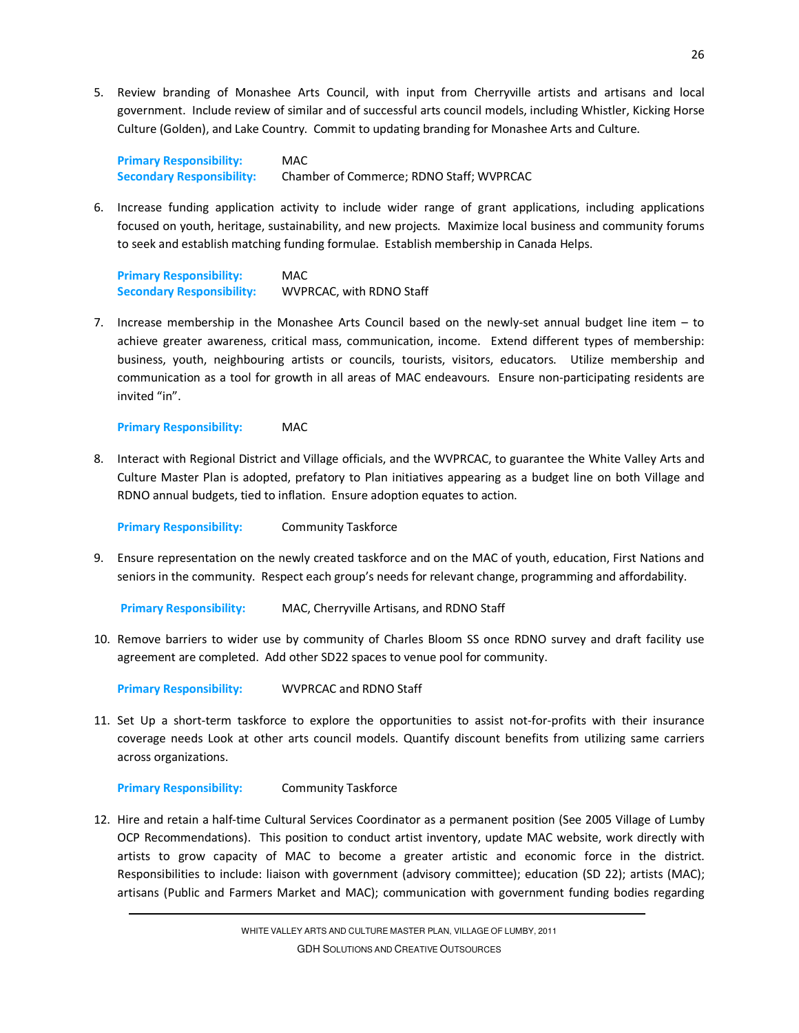5. Review branding of Monashee Arts Council, with input from Cherryville artists and artisans and local government. Include review of similar and of successful arts council models, including Whistler, Kicking Horse Culture (Golden), and Lake Country. Commit to updating branding for Monashee Arts and Culture.

   **Primary Responsibility:** MAC
   **Secondary Responsibility:** Chamber of Commerce; RDNO Staff; WVPRCAC

6. Increase funding application activity to include wider range of grant applications, including applications focused on youth, heritage, sustainability, and new projects. Maximize local business and community forums to seek and establish matching funding formulae. Establish membership in Canada Helps.

   **Primary Responsibility:** MAC
   **Secondary Responsibility:** WVPRCAC, with RDNO Staff

7. Increase membership in the Monashee Arts Council based on the newly-set annual budget line item – to achieve greater awareness, critical mass, communication, income. Extend different types of membership: business, youth, neighbouring artists or councils, tourists, visitors, educators. Utilize membership and communication as a tool for growth in all areas of MAC endeavours. Ensure non-participating residents are invited "in".

   **Primary Responsibility:** MAC

8. Interact with Regional District and Village officials, and the WVPRCAC, to guarantee the White Valley Arts and Culture Master Plan is adopted, prefatory to Plan initiatives appearing as a budget line on both Village and RDNO annual budgets, tied to inflation. Ensure adoption equates to action.

   **Primary Responsibility:** Community Taskforce

9. Ensure representation on the newly created taskforce and on the MAC of youth, education, First Nations and seniors in the community. Respect each group's needs for relevant change, programming and affordability.

   **Primary Responsibility:** MAC, Cherryville Artisans, and RDNO Staff

10. Remove barriers to wider use by community of Charles Bloom SS once RDNO survey and draft facility use agreement are completed. Add other SD22 spaces to venue pool for community.

    **Primary Responsibility:** WVPRCAC and RDNO Staff

11. Set Up a short-term taskforce to explore the opportunities to assist not-for-profits with their insurance coverage needs Look at other arts council models. Quantify discount benefits from utilizing same carriers across organizations.

    **Primary Responsibility:** Community Taskforce

12. Hire and retain a half-time Cultural Services Coordinator as a permanent position (See 2005 Village of Lumby OCP Recommendations). This position to conduct artist inventory, update MAC website, work directly with artists to grow capacity of MAC to become a greater artistic and economic force in the district. Responsibilities to include: liaison with government (advisory committee); education (SD 22); artists (MAC); artisans (Public and Farmers Market and MAC); communication with government funding bodies regarding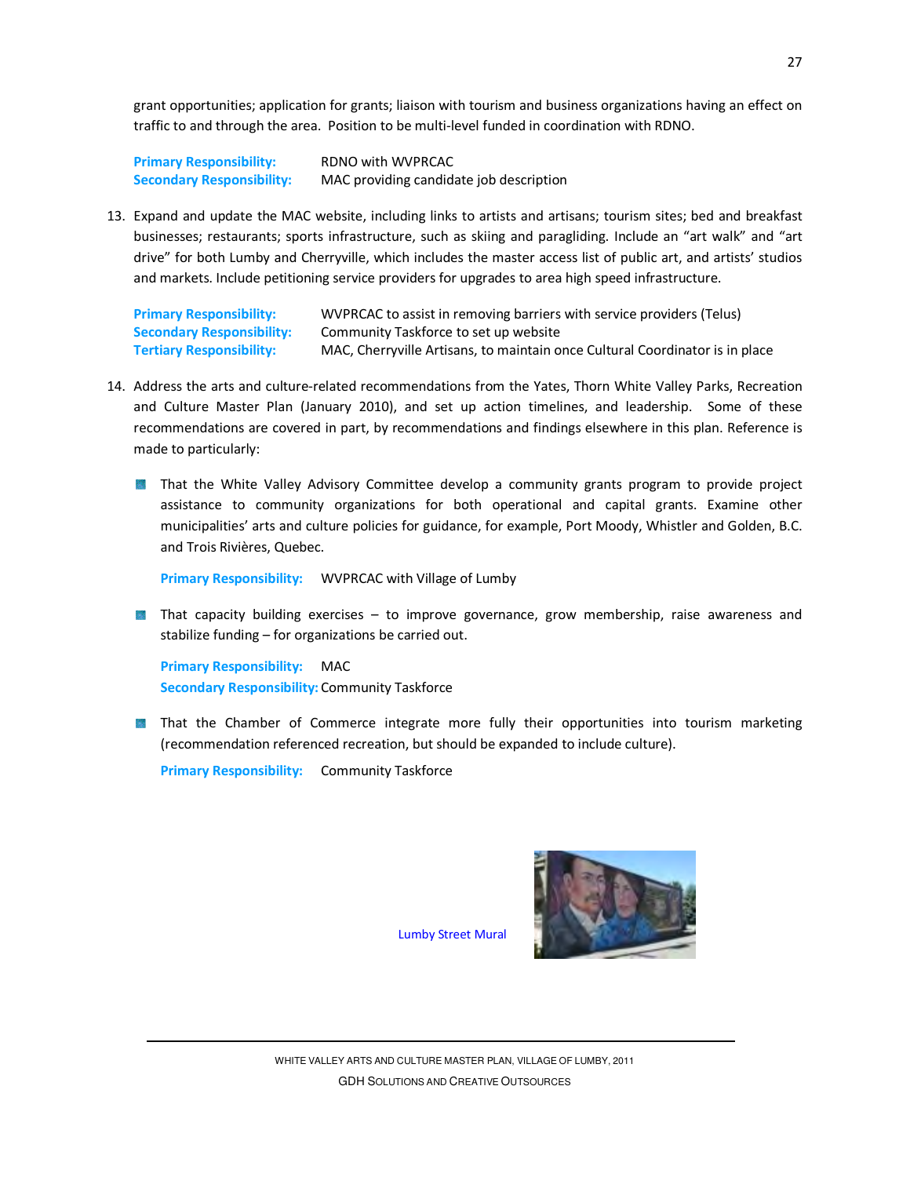grant opportunities; application for grants; liaison with tourism and business organizations having an effect on traffic to and through the area. Position to be multi-level funded in coordination with RDNO.

**Primary Responsibility:** RDNO with WVPRCAC
**Secondary Responsibility:** MAC providing candidate job description

13. Expand and update the MAC website, including links to artists and artisans; tourism sites; bed and breakfast businesses; restaurants; sports infrastructure, such as skiing and paragliding. Include an "art walk" and "art drive" for both Lumby and Cherryville, which includes the master access list of public art, and artists' studios and markets. Include petitioning service providers for upgrades to area high speed infrastructure.

    **Primary Responsibility:** WVPRCAC to assist in removing barriers with service providers (Telus)
    **Secondary Responsibility:** Community Taskforce to set up website
    **Tertiary Responsibility:** MAC, Cherryville Artisans, to maintain once Cultural Coordinator is in place

14. Address the arts and culture-related recommendations from the Yates, Thorn White Valley Parks, Recreation and Culture Master Plan (January 2010), and set up action timelines, and leadership. Some of these recommendations are covered in part, by recommendations and findings elsewhere in this plan. Reference is made to particularly:

    - That the White Valley Advisory Committee develop a community grants program to provide project assistance to community organizations for both operational and capital grants. Examine other municipalities' arts and culture policies for guidance, for example, Port Moody, Whistler and Golden, B.C. and Trois Rivières, Quebec.

      **Primary Responsibility:** WVPRCAC with Village of Lumby

    - That capacity building exercises – to improve governance, grow membership, raise awareness and stabilize funding – for organizations be carried out.

      **Primary Responsibility:** MAC
      **Secondary Responsibility:** Community Taskforce

    - That the Chamber of Commerce integrate more fully their opportunities into tourism marketing (recommendation referenced recreation, but should be expanded to include culture).

      **Primary Responsibility:** Community Taskforce

Lumby Street Mural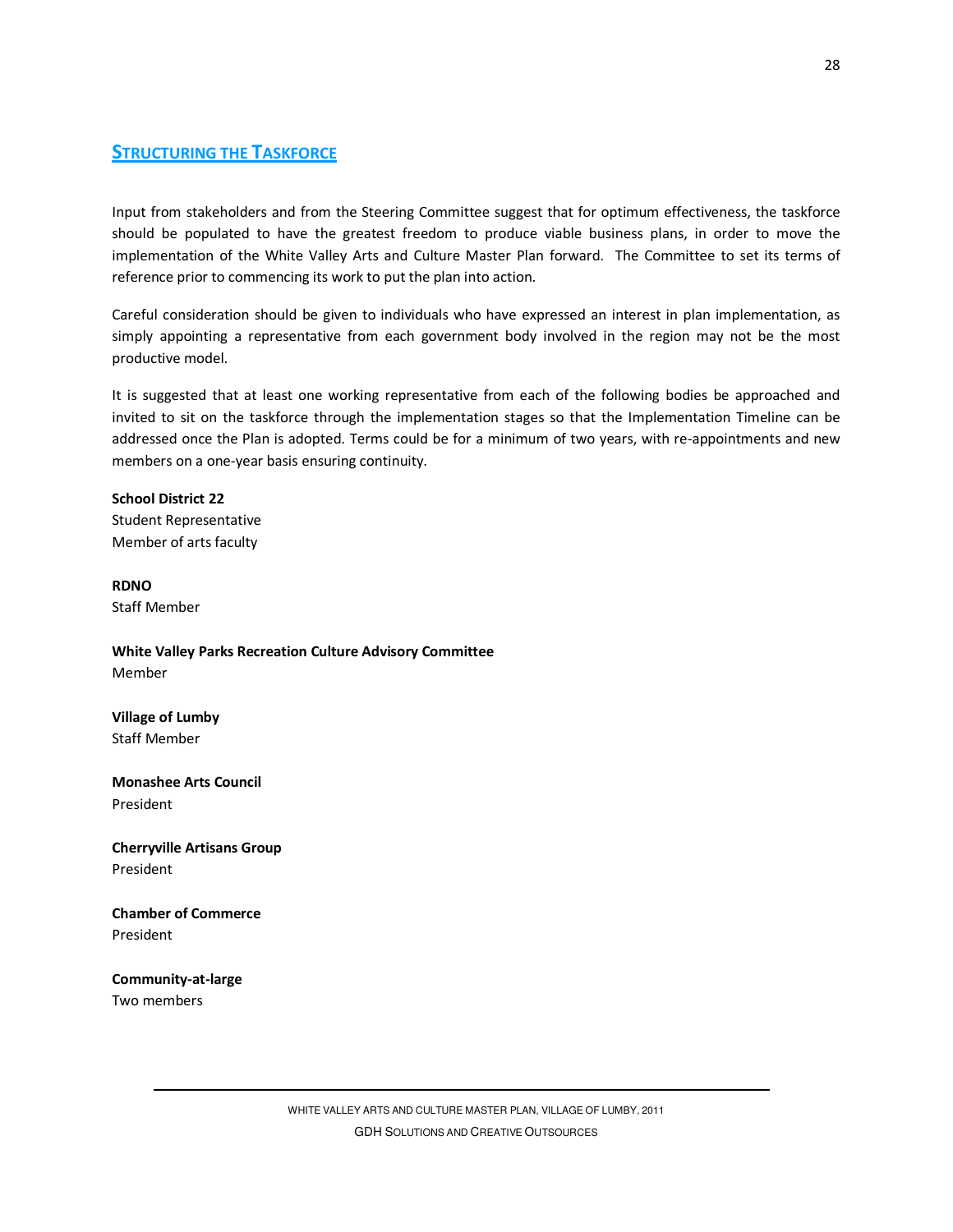## STRUCTURING THE TASKFORCE

Input from stakeholders and from the Steering Committee suggest that for optimum effectiveness, the taskforce should be populated to have the greatest freedom to produce viable business plans, in order to move the implementation of the White Valley Arts and Culture Master Plan forward. The Committee to set its terms of reference prior to commencing its work to put the plan into action.

Careful consideration should be given to individuals who have expressed an interest in plan implementation, as simply appointing a representative from each government body involved in the region may not be the most productive model.

It is suggested that at least one working representative from each of the following bodies be approached and invited to sit on the taskforce through the implementation stages so that the Implementation Timeline can be addressed once the Plan is adopted. Terms could be for a minimum of two years, with re-appointments and new members on a one-year basis ensuring continuity.

**School District 22**
Student Representative
Member of arts faculty

**RDNO**
Staff Member

**White Valley Parks Recreation Culture Advisory Committee**
Member

**Village of Lumby**
Staff Member

**Monashee Arts Council**
President

**Cherryville Artisans Group**
President

**Chamber of Commerce**
President

**Community-at-large**
Two members